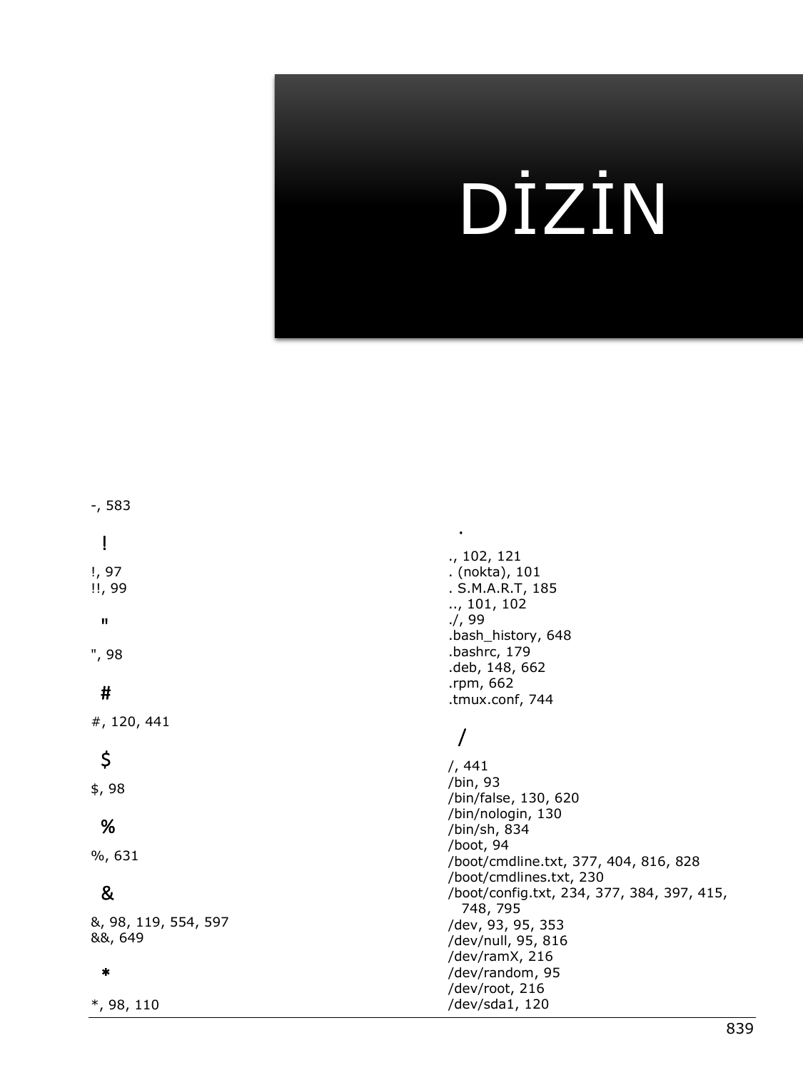# DİZİN

-, 583

## !

!, 97
!!, 99

## "

", 98

## #

#, 120, 441

## $

$, 98

## %

%, 631

## &

&, 98, 119, 554, 597
&&, 649

## *

*, 98, 110

## .

., 102, 121
. (nokta), 101
. S.M.A.R.T, 185
.., 101, 102
./, 99
.bash_history, 648
.bashrc, 179
.deb, 148, 662
.rpm, 662
.tmux.conf, 744

## /

/, 441
/bin, 93
/bin/false, 130, 620
/bin/nologin, 130
/bin/sh, 834
/boot, 94
/boot/cmdline.txt, 377, 404, 816, 828
/boot/cmdlines.txt, 230
/boot/config.txt, 234, 377, 384, 397, 415, 748, 795
/dev, 93, 95, 353
/dev/null, 95, 816
/dev/ramX, 216
/dev/random, 95
/dev/root, 216
/dev/sda1, 120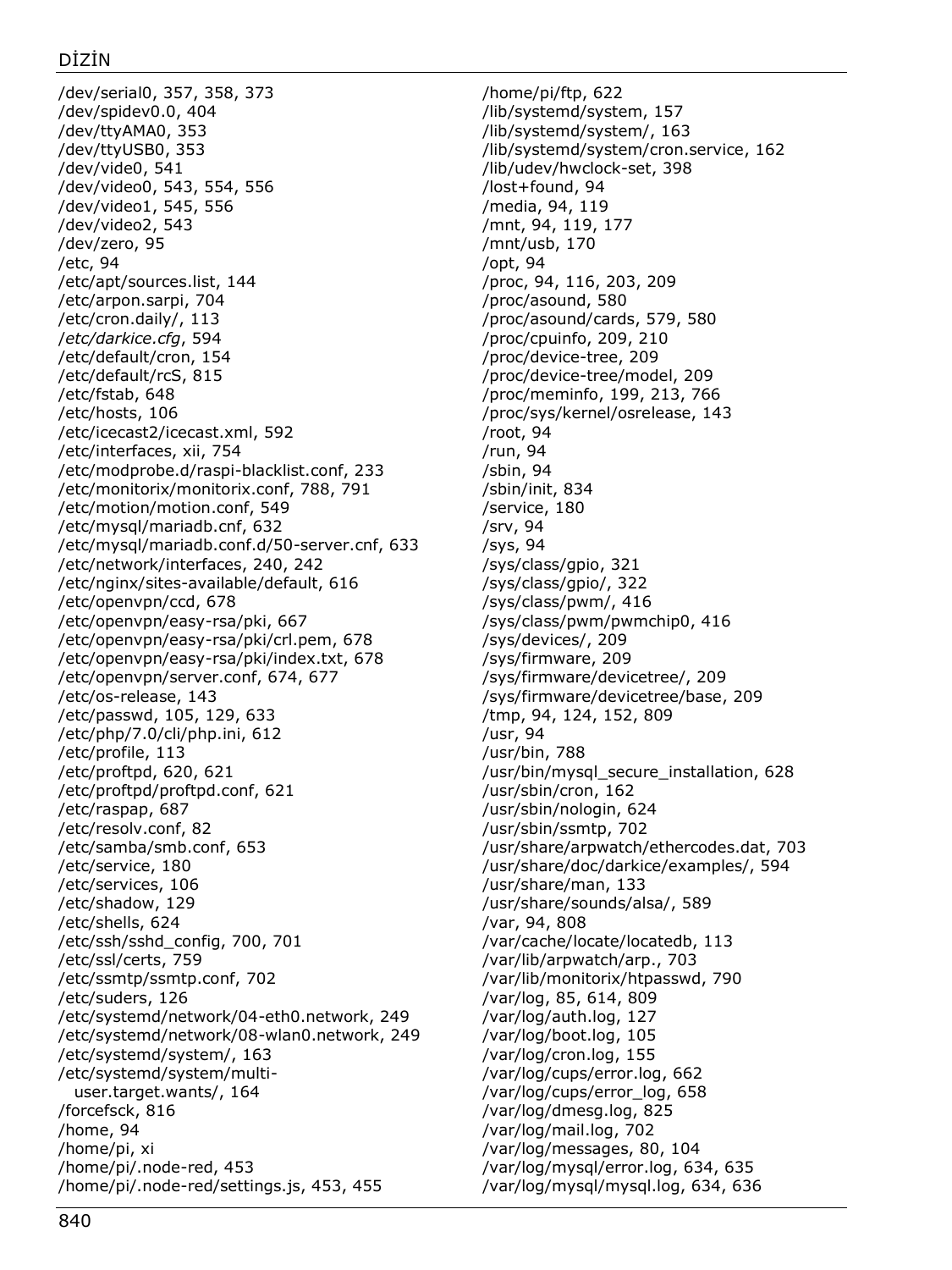/dev/serial0, 357, 358, 373
/dev/spidev0.0, 404
/dev/ttyAMA0, 353
/dev/ttyUSB0, 353
/dev/vide0, 541
/dev/video0, 543, 554, 556
/dev/video1, 545, 556
/dev/video2, 543
/dev/zero, 95
/etc, 94
/etc/apt/sources.list, 144
/etc/arpon.sarpi, 704
/etc/cron.daily/, 113
*/etc/darkice.cfg*, 594
/etc/default/cron, 154
/etc/default/rcS, 815
/etc/fstab, 648
/etc/hosts, 106
/etc/icecast2/icecast.xml, 592
/etc/interfaces, xii, 754
/etc/modprobe.d/raspi-blacklist.conf, 233
/etc/monitorix/monitorix.conf, 788, 791
/etc/motion/motion.conf, 549
/etc/mysql/mariadb.cnf, 632
/etc/mysql/mariadb.conf.d/50-server.cnf, 633
/etc/network/interfaces, 240, 242
/etc/nginx/sites-available/default, 616
/etc/openvpn/ccd, 678
/etc/openvpn/easy-rsa/pki, 667
/etc/openvpn/easy-rsa/pki/crl.pem, 678
/etc/openvpn/easy-rsa/pki/index.txt, 678
/etc/openvpn/server.conf, 674, 677
/etc/os-release, 143
/etc/passwd, 105, 129, 633
/etc/php/7.0/cli/php.ini, 612
/etc/profile, 113
/etc/proftpd, 620, 621
/etc/proftpd/proftpd.conf, 621
/etc/raspap, 687
/etc/resolv.conf, 82
/etc/samba/smb.conf, 653
/etc/service, 180
/etc/services, 106
/etc/shadow, 129
/etc/shells, 624
/etc/ssh/sshd_config, 700, 701
/etc/ssl/certs, 759
/etc/ssmtp/ssmtp.conf, 702
/etc/suders, 126
/etc/systemd/network/04-eth0.network, 249
/etc/systemd/network/08-wlan0.network, 249
/etc/systemd/system/, 163
/etc/systemd/system/multi-user.target.wants/, 164
/forcefsck, 816
/home, 94
/home/pi, xi
/home/pi/.node-red, 453
/home/pi/.node-red/settings.js, 453, 455
/home/pi/ftp, 622
/lib/systemd/system, 157
/lib/systemd/system/, 163
/lib/systemd/system/cron.service, 162
/lib/udev/hwclock-set, 398
/lost+found, 94
/media, 94, 119
/mnt, 94, 119, 177
/mnt/usb, 170
/opt, 94
/proc, 94, 116, 203, 209
/proc/asound, 580
/proc/asound/cards, 579, 580
/proc/cpuinfo, 209, 210
/proc/device-tree, 209
/proc/device-tree/model, 209
/proc/meminfo, 199, 213, 766
/proc/sys/kernel/osrelease, 143
/root, 94
/run, 94
/sbin, 94
/sbin/init, 834
/service, 180
/srv, 94
/sys, 94
/sys/class/gpio, 321
/sys/class/gpio/, 322
/sys/class/pwm/, 416
/sys/class/pwm/pwmchip0, 416
/sys/devices/, 209
/sys/firmware, 209
/sys/firmware/devicetree/, 209
/sys/firmware/devicetree/base, 209
/tmp, 94, 124, 152, 809
/usr, 94
/usr/bin, 788
/usr/bin/mysql_secure_installation, 628
/usr/sbin/cron, 162
/usr/sbin/nologin, 624
/usr/sbin/ssmtp, 702
/usr/share/arpwatch/ethercodes.dat, 703
/usr/share/doc/darkice/examples/, 594
/usr/share/man, 133
/usr/share/sounds/alsa/, 589
/var, 94, 808
/var/cache/locate/locatedb, 113
/var/lib/arpwatch/arp., 703
/var/lib/monitorix/htpasswd, 790
/var/log, 85, 614, 809
/var/log/auth.log, 127
/var/log/boot.log, 105
/var/log/cron.log, 155
/var/log/cups/error.log, 662
/var/log/cups/error_log, 658
/var/log/dmesg.log, 825
/var/log/mail.log, 702
/var/log/messages, 80, 104
/var/log/mysql/error.log, 634, 635
/var/log/mysql/mysql.log, 634, 636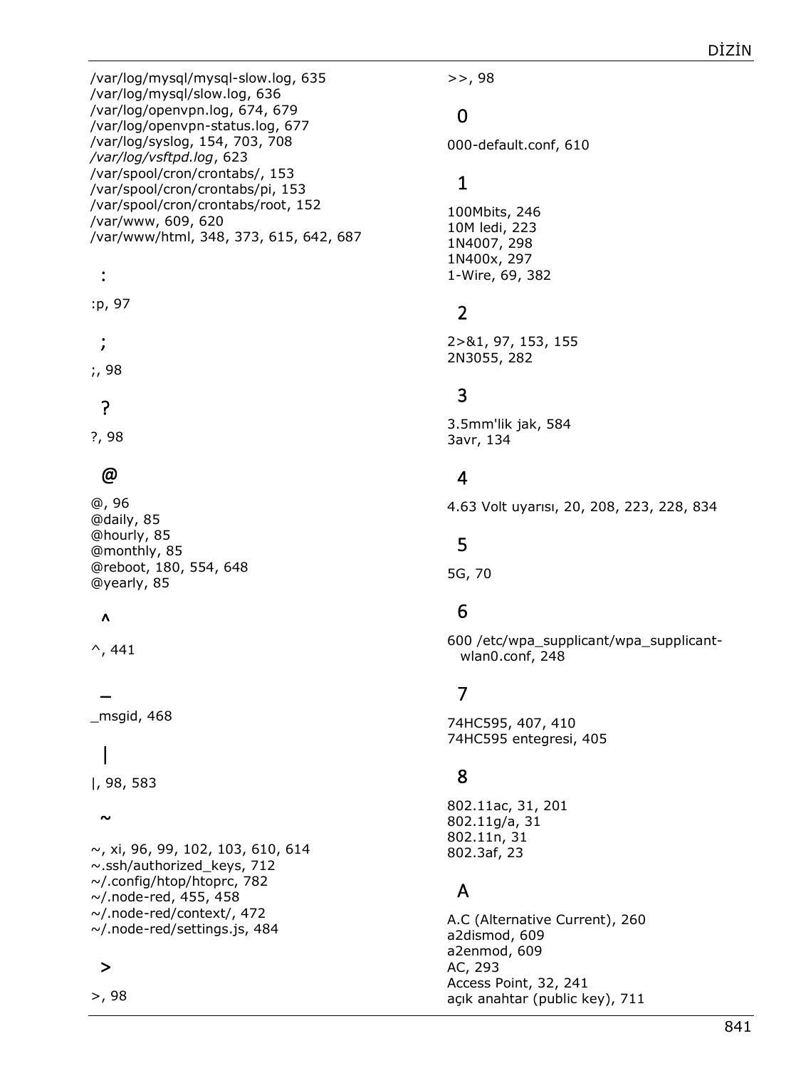/var/log/mysql/mysql-slow.log, 635
/var/log/mysql/slow.log, 636
/var/log/openvpn.log, 674, 679
/var/log/openvpn-status.log, 677
/var/log/syslog, 154, 703, 708
*/var/log/vsftpd.log*, 623
/var/spool/cron/crontabs/, 153
/var/spool/cron/crontabs/pi, 153
/var/spool/cron/crontabs/root, 152
/var/www, 609, 620
/var/www/html, 348, 373, 615, 642, 687

## :

:p, 97

## ;

;, 98

## ?

?, 98

## @

@, 96
@daily, 85
@hourly, 85
@monthly, 85
@reboot, 180, 554, 648
@yearly, 85

## ^

^, 441

## _

_msgid, 468

## |

|, 98, 583

## ~

~, xi, 96, 99, 102, 103, 610, 614
~.ssh/authorized_keys, 712
~/.config/htop/htoprc, 782
~/.node-red, 455, 458
~/.node-red/context/, 472
~/.node-red/settings.js, 484

## >

>, 98
>>, 98

## 0

000-default.conf, 610

## 1

100Mbits, 246
10M ledi, 223
1N4007, 298
1N400x, 297
1-Wire, 69, 382

## 2

2>&1, 97, 153, 155
2N3055, 282

## 3

3.5mm'lik jak, 584
3avr, 134

## 4

4.63 Volt uyarısı, 20, 208, 223, 228, 834

## 5

5G, 70

## 6

600 /etc/wpa_supplicant/wpa_supplicant-wlan0.conf, 248

## 7

74HC595, 407, 410
74HC595 entegresi, 405

## 8

802.11ac, 31, 201
802.11g/a, 31
802.11n, 31
802.3af, 23

## A

A.C (Alternative Current), 260
a2dismod, 609
a2enmod, 609
AC, 293
Access Point, 32, 241
açık anahtar (public key), 711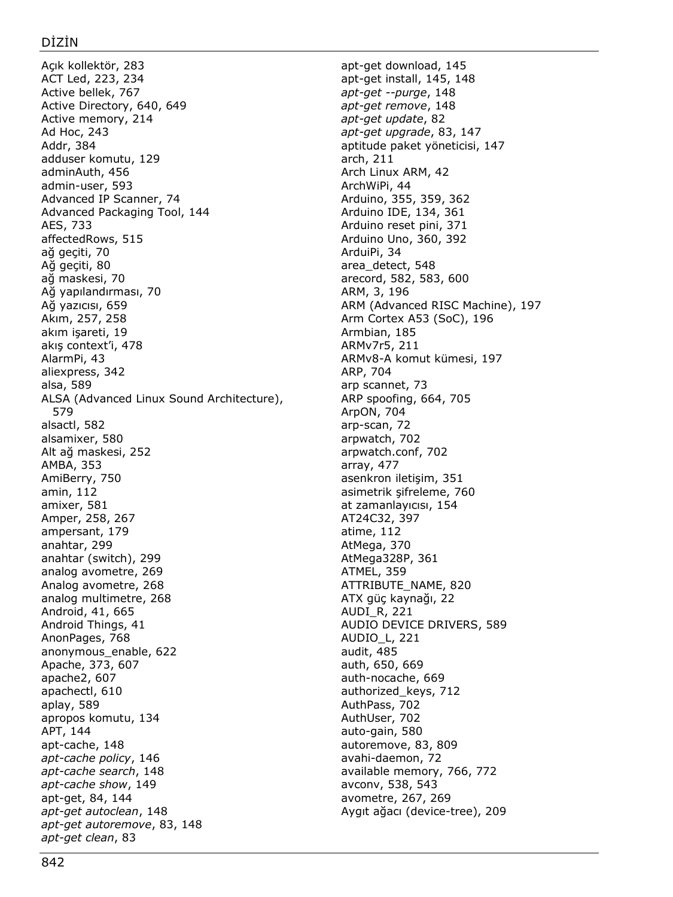# DİZİN

Açık kollektör, 283
ACT Led, 223, 234
Active bellek, 767
Active Directory, 640, 649
Active memory, 214
Ad Hoc, 243
Addr, 384
adduser komutu, 129
adminAuth, 456
admin-user, 593
Advanced IP Scanner, 74
Advanced Packaging Tool, 144
AES, 733
affectedRows, 515
ağ geçiti, 70
Ağ geçiti, 80
ağ maskesi, 70
Ağ yapılandırması, 70
Ağ yazıcısı, 659
Akım, 257, 258
akım işareti, 19
akış context'i, 478
AlarmPi, 43
aliexpress, 342
alsa, 589
ALSA (Advanced Linux Sound Architecture), 579
alsactl, 582
alsamixer, 580
Alt ağ maskesi, 252
AMBA, 353
AmiBerry, 750
amin, 112
amixer, 581
Amper, 258, 267
ampersant, 179
anahtar, 299
anahtar (switch), 299
analog avometre, 269
Analog avometre, 268
analog multimetre, 268
Android, 41, 665
Android Things, 41
AnonPages, 768
anonymous_enable, 622
Apache, 373, 607
apache2, 607
apachectl, 610
aplay, 589
apropos komutu, 134
APT, 144
apt-cache, 148
*apt-cache policy*, 146
*apt-cache search*, 148
*apt-cache show*, 149
apt-get, 84, 144
*apt-get autoclean*, 148
*apt-get autoremove*, 83, 148
*apt-get clean*, 83
apt-get download, 145
apt-get install, 145, 148
*apt-get --purge*, 148
*apt-get remove*, 148
*apt-get update*, 82
*apt-get upgrade*, 83, 147
aptitude paket yöneticisi, 147
arch, 211
Arch Linux ARM, 42
ArchWiPi, 44
Arduino, 355, 359, 362
Arduino IDE, 134, 361
Arduino reset pini, 371
Arduino Uno, 360, 392
ArduiPi, 34
area_detect, 548
arecord, 582, 583, 600
ARM, 3, 196
ARM (Advanced RISC Machine), 197
Arm Cortex A53 (SoC), 196
Armbian, 185
ARMv7r5, 211
ARMv8-A komut kümesi, 197
ARP, 704
arp scannet, 73
ARP spoofing, 664, 705
ArpON, 704
arp-scan, 72
arpwatch, 702
arpwatch.conf, 702
array, 477
asenkron iletişim, 351
asimetrik şifreleme, 760
at zamanlayıcısı, 154
AT24C32, 397
atime, 112
AtMega, 370
AtMega328P, 361
ATMEL, 359
ATTRIBUTE_NAME, 820
ATX güç kaynağı, 22
AUDI_R, 221
AUDIO DEVICE DRIVERS, 589
AUDIO_L, 221
audit, 485
auth, 650, 669
auth-nocache, 669
authorized_keys, 712
AuthPass, 702
AuthUser, 702
auto-gain, 580
autoremove, 83, 809
avahi-daemon, 72
available memory, 766, 772
avconv, 538, 543
avometre, 267, 269
Aygıt ağacı (device-tree), 209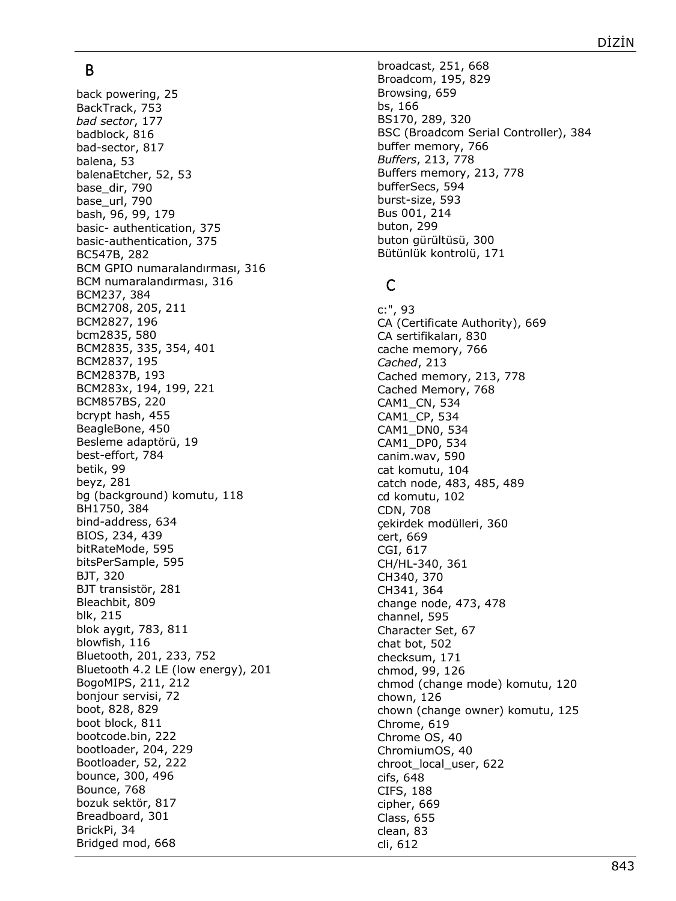## B

back powering, 25
BackTrack, 753
*bad sector*, 177
badblock, 816
bad-sector, 817
balena, 53
balenaEtcher, 52, 53
base_dir, 790
base_url, 790
bash, 96, 99, 179
basic- authentication, 375
basic-authentication, 375
BC547B, 282
BCM GPIO numaralandırması, 316
BCM numaralandırması, 316
BCM237, 384
BCM2708, 205, 211
BCM2827, 196
bcm2835, 580
BCM2835, 335, 354, 401
BCM2837, 195
BCM2837B, 193
BCM283x, 194, 199, 221
BCM857BS, 220
bcrypt hash, 455
BeagleBone, 450
Besleme adaptörü, 19
best-effort, 784
betik, 99
beyz, 281
bg (background) komutu, 118
BH1750, 384
bind-address, 634
BIOS, 234, 439
bitRateMode, 595
bitsPerSample, 595
BJT, 320
BJT transistör, 281
Bleachbit, 809
blk, 215
blok aygıt, 783, 811
blowfish, 116
Bluetooth, 201, 233, 752
Bluetooth 4.2 LE (low energy), 201
BogoMIPS, 211, 212
bonjour servisi, 72
boot, 828, 829
boot block, 811
bootcode.bin, 222
bootloader, 204, 229
Bootloader, 52, 222
bounce, 300, 496
Bounce, 768
bozuk sektör, 817
Breadboard, 301
BrickPi, 34
Bridged mod, 668
broadcast, 251, 668
Broadcom, 195, 829
Browsing, 659
bs, 166
BS170, 289, 320
BSC (Broadcom Serial Controller), 384
buffer memory, 766
*Buffers*, 213, 778
Buffers memory, 213, 778
bufferSecs, 594
burst-size, 593
Bus 001, 214
buton, 299
buton gürültüsü, 300
Bütünlük kontrolü, 171

## C

c:", 93
CA (Certificate Authority), 669
CA sertifikaları, 830
cache memory, 766
*Cached*, 213
Cached memory, 213, 778
Cached Memory, 768
CAM1_CN, 534
CAM1_CP, 534
CAM1_DN0, 534
CAM1_DP0, 534
canim.wav, 590
cat komutu, 104
catch node, 483, 485, 489
cd komutu, 102
CDN, 708
çekirdek modülleri, 360
cert, 669
CGI, 617
CH/HL-340, 361
CH340, 370
CH341, 364
change node, 473, 478
channel, 595
Character Set, 67
chat bot, 502
checksum, 171
chmod, 99, 126
chmod (change mode) komutu, 120
chown, 126
chown (change owner) komutu, 125
Chrome, 619
Chrome OS, 40
ChromiumOS, 40
chroot_local_user, 622
cifs, 648
CIFS, 188
cipher, 669
Class, 655
clean, 83
cli, 612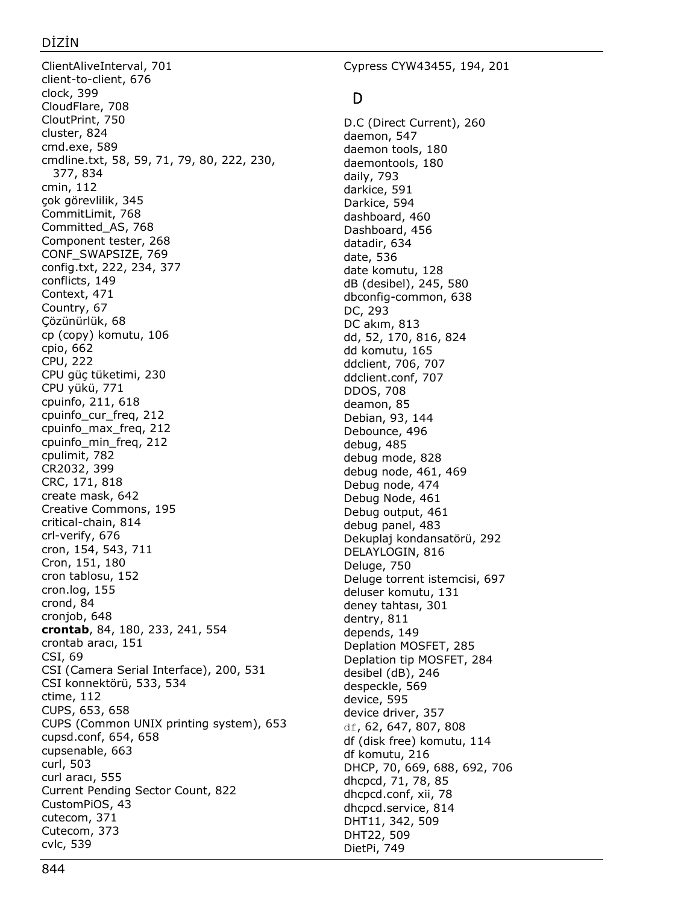ClientAliveInterval, 701
client-to-client, 676
clock, 399
CloudFlare, 708
CloutPrint, 750
cluster, 824
cmd.exe, 589
cmdline.txt, 58, 59, 71, 79, 80, 222, 230, 377, 834
cmin, 112
çok görevlilik, 345
CommitLimit, 768
Committed_AS, 768
Component tester, 268
CONF_SWAPSIZE, 769
config.txt, 222, 234, 377
conflicts, 149
Context, 471
Country, 67
Çözünürlük, 68
cp (copy) komutu, 106
cpio, 662
CPU, 222
CPU güç tüketimi, 230
CPU yükü, 771
cpuinfo, 211, 618
cpuinfo_cur_freq, 212
cpuinfo_max_freq, 212
cpuinfo_min_freq, 212
cpulimit, 782
CR2032, 399
CRC, 171, 818
create mask, 642
Creative Commons, 195
critical-chain, 814
crl-verify, 676
cron, 154, 543, 711
Cron, 151, 180
cron tablosu, 152
cron.log, 155
crond, 84
cronjob, 648
**crontab**, 84, 180, 233, 241, 554
crontab aracı, 151
CSI, 69
CSI (Camera Serial Interface), 200, 531
CSI konnektörü, 533, 534
ctime, 112
CUPS, 653, 658
CUPS (Common UNIX printing system), 653
cupsd.conf, 654, 658
cupsenable, 663
curl, 503
curl aracı, 555
Current Pending Sector Count, 822
CustomPiOS, 43
cutecom, 371
Cutecom, 373
cvlc, 539

Cypress CYW43455, 194, 201

## D

D.C (Direct Current), 260
daemon, 547
daemon tools, 180
daemontools, 180
daily, 793
darkice, 591
Darkice, 594
dashboard, 460
Dashboard, 456
datadir, 634
date, 536
date komutu, 128
dB (desibel), 245, 580
dbconfig-common, 638
DC, 293
DC akım, 813
dd, 52, 170, 816, 824
dd komutu, 165
ddclient, 706, 707
ddclient.conf, 707
DDOS, 708
deamon, 85
Debian, 93, 144
Debounce, 496
debug, 485
debug mode, 828
debug node, 461, 469
Debug node, 474
Debug Node, 461
Debug output, 461
debug panel, 483
Dekuplaj kondansatörü, 292
DELAYLOGIN, 816
Deluge, 750
Deluge torrent istemcisi, 697
deluser komutu, 131
deney tahtası, 301
dentry, 811
depends, 149
Deplation MOSFET, 285
Deplation tip MOSFET, 284
desibel (dB), 246
despeckle, 569
device, 595
device driver, 357
`df`, 62, 647, 807, 808
df (disk free) komutu, 114
df komutu, 216
DHCP, 70, 669, 688, 692, 706
dhcpcd, 71, 78, 85
dhcpcd.conf, xii, 78
dhcpcd.service, 814
DHT11, 342, 509
DHT22, 509
DietPi, 749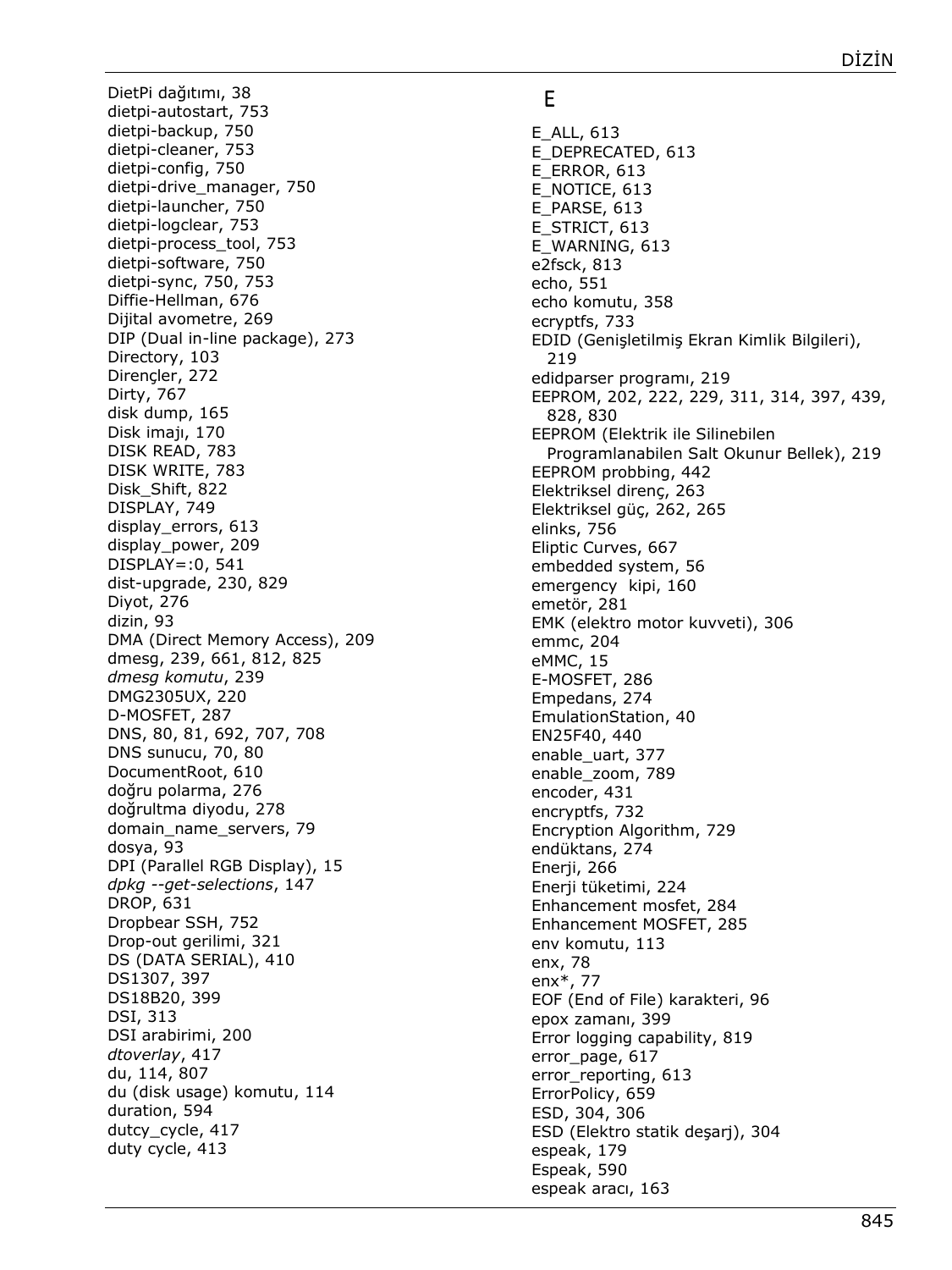DietPi dağıtımı, 38
dietpi-autostart, 753
dietpi-backup, 750
dietpi-cleaner, 753
dietpi-config, 750
dietpi-drive_manager, 750
dietpi-launcher, 750
dietpi-logclear, 753
dietpi-process_tool, 753
dietpi-software, 750
dietpi-sync, 750, 753
Diffie-Hellman, 676
Dijital avometre, 269
DIP (Dual in-line package), 273
Directory, 103
Dirençler, 272
Dirty, 767
disk dump, 165
Disk imajı, 170
DISK READ, 783
DISK WRITE, 783
Disk_Shift, 822
DISPLAY, 749
display_errors, 613
display_power, 209
DISPLAY=:0, 541
dist-upgrade, 230, 829
Diyot, 276
dizin, 93
DMA (Direct Memory Access), 209
dmesg, 239, 661, 812, 825
*dmesg komutu*, 239
DMG2305UX, 220
D-MOSFET, 287
DNS, 80, 81, 692, 707, 708
DNS sunucu, 70, 80
DocumentRoot, 610
doğru polarma, 276
doğrultma diyodu, 278
domain_name_servers, 79
dosya, 93
DPI (Parallel RGB Display), 15
*dpkg --get-selections*, 147
DROP, 631
Dropbear SSH, 752
Drop-out gerilimi, 321
DS (DATA SERIAL), 410
DS1307, 397
DS18B20, 399
DSI, 313
DSI arabirimi, 200
*dtoverlay*, 417
du, 114, 807
du (disk usage) komutu, 114
duration, 594
dutcy_cycle, 417
duty cycle, 413

## E

E_ALL, 613
E_DEPRECATED, 613
E_ERROR, 613
E_NOTICE, 613
E_PARSE, 613
E_STRICT, 613
E_WARNING, 613
e2fsck, 813
echo, 551
echo komutu, 358
ecryptfs, 733
EDID (Genişletilmiş Ekran Kimlik Bilgileri), 219
edidparser programı, 219
EEPROM, 202, 222, 229, 311, 314, 397, 439, 828, 830
EEPROM (Elektrik ile Silinebilen Programlanabilen Salt Okunur Bellek), 219
EEPROM probbing, 442
Elektriksel direnç, 263
Elektriksel güç, 262, 265
elinks, 756
Eliptic Curves, 667
embedded system, 56
emergency kipi, 160
emetör, 281
EMK (elektro motor kuvveti), 306
emmc, 204
eMMC, 15
E-MOSFET, 286
Empedans, 274
EmulationStation, 40
EN25F40, 440
enable_uart, 377
enable_zoom, 789
encoder, 431
encryptfs, 732
Encryption Algorithm, 729
endüktans, 274
Enerji, 266
Enerji tüketimi, 224
Enhancement mosfet, 284
Enhancement MOSFET, 285
env komutu, 113
enx, 78
enx*, 77
EOF (End of File) karakteri, 96
epox zamanı, 399
Error logging capability, 819
error_page, 617
error_reporting, 613
ErrorPolicy, 659
ESD, 304, 306
ESD (Elektro statik deşarj), 304
espeak, 179
Espeak, 590
espeak aracı, 163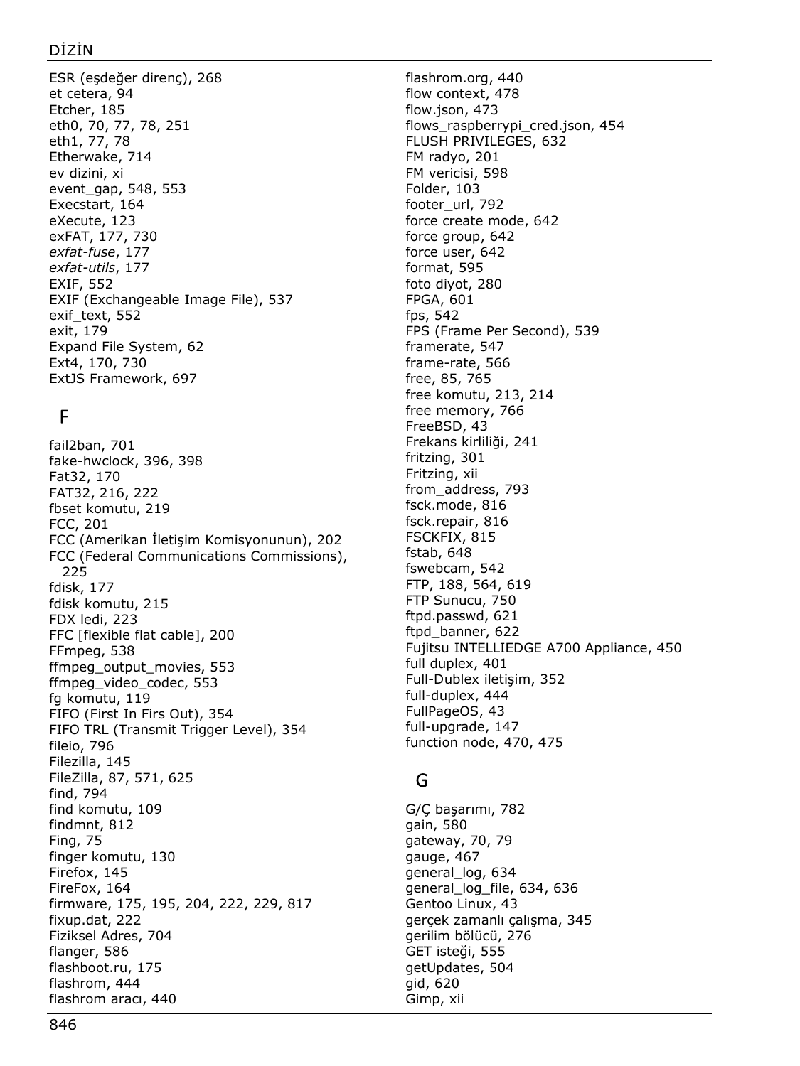ESR (eşdeğer direnç), 268
et cetera, 94
Etcher, 185
eth0, 70, 77, 78, 251
eth1, 77, 78
Etherwake, 714
ev dizini, xi
event_gap, 548, 553
Execstart, 164
eXecute, 123
exFAT, 177, 730
*exfat-fuse*, 177
*exfat-utils*, 177
EXIF, 552
EXIF (Exchangeable Image File), 537
exif_text, 552
exit, 179
Expand File System, 62
Ext4, 170, 730
ExtJS Framework, 697

## F

fail2ban, 701
fake-hwclock, 396, 398
Fat32, 170
FAT32, 216, 222
fbset komutu, 219
FCC, 201
FCC (Amerikan İletişim Komisyonunun), 202
FCC (Federal Communications Commissions), 225
fdisk, 177
fdisk komutu, 215
FDX ledi, 223
FFC [flexible flat cable], 200
FFmpeg, 538
ffmpeg_output_movies, 553
ffmpeg_video_codec, 553
fg komutu, 119
FIFO (First In Firs Out), 354
FIFO TRL (Transmit Trigger Level), 354
fileio, 796
Filezilla, 145
FileZilla, 87, 571, 625
find, 794
find komutu, 109
findmnt, 812
Fing, 75
finger komutu, 130
Firefox, 145
FireFox, 164
firmware, 175, 195, 204, 222, 229, 817
fixup.dat, 222
Fiziksel Adres, 704
flanger, 586
flashboot.ru, 175
flashrom, 444
flashrom aracı, 440
flashrom.org, 440
flow context, 478
flow.json, 473
flows_raspberrypi_cred.json, 454
FLUSH PRIVILEGES, 632
FM radyo, 201
FM vericisi, 598
Folder, 103
footer_url, 792
force create mode, 642
force group, 642
force user, 642
format, 595
foto diyot, 280
FPGA, 601
fps, 542
FPS (Frame Per Second), 539
framerate, 547
frame-rate, 566
free, 85, 765
free komutu, 213, 214
free memory, 766
FreeBSD, 43
Frekans kirliliği, 241
fritzing, 301
Fritzing, xii
from_address, 793
fsck.mode, 816
fsck.repair, 816
FSCKFIX, 815
fstab, 648
fswebcam, 542
FTP, 188, 564, 619
FTP Sunucu, 750
ftpd.passwd, 621
ftpd_banner, 622
Fujitsu INTELLIEDGE A700 Appliance, 450
full duplex, 401
Full-Dublex iletişim, 352
full-duplex, 444
FullPageOS, 43
full-upgrade, 147
function node, 470, 475

## G

G/Ç başarımı, 782
gain, 580
gateway, 70, 79
gauge, 467
general_log, 634
general_log_file, 634, 636
Gentoo Linux, 43
gerçek zamanlı çalışma, 345
gerilim bölücü, 276
GET isteği, 555
getUpdates, 504
gid, 620
Gimp, xii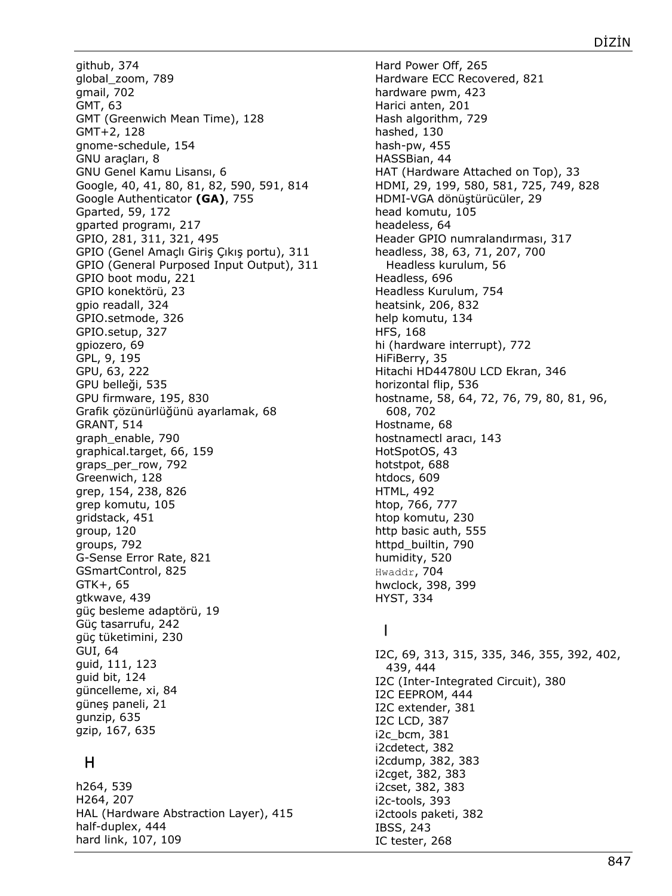github, 374
global_zoom, 789
gmail, 702
GMT, 63
GMT (Greenwich Mean Time), 128
GMT+2, 128
gnome-schedule, 154
GNU araçları, 8
GNU Genel Kamu Lisansı, 6
Google, 40, 41, 80, 81, 82, 590, 591, 814
Google Authenticator **(GA)**, 755
Gparted, 59, 172
gparted programı, 217
GPIO, 281, 311, 321, 495
GPIO (Genel Amaçlı Giriş Çıkış portu), 311
GPIO (General Purposed Input Output), 311
GPIO boot modu, 221
GPIO konektörü, 23
gpio readall, 324
GPIO.setmode, 326
GPIO.setup, 327
gpiozero, 69
GPL, 9, 195
GPU, 63, 222
GPU belleği, 535
GPU firmware, 195, 830
Grafik çözünürlüğünü ayarlamak, 68
GRANT, 514
graph_enable, 790
graphical.target, 66, 159
graps_per_row, 792
Greenwich, 128
grep, 154, 238, 826
grep komutu, 105
gridstack, 451
group, 120
groups, 792
G-Sense Error Rate, 821
GSmartControl, 825
GTK+, 65
gtkwave, 439
güç besleme adaptörü, 19
Güç tasarrufu, 242
güç tüketimini, 230
GUI, 64
guid, 111, 123
guid bit, 124
güncelleme, xi, 84
güneş paneli, 21
gunzip, 635
gzip, 167, 635

## H

h264, 539
H264, 207
HAL (Hardware Abstraction Layer), 415
half-duplex, 444
hard link, 107, 109
Hard Power Off, 265
Hardware ECC Recovered, 821
hardware pwm, 423
Harici anten, 201
Hash algorithm, 729
hashed, 130
hash-pw, 455
HASSBian, 44
HAT (Hardware Attached on Top), 33
HDMI, 29, 199, 580, 581, 725, 749, 828
HDMI-VGA dönüştürücüler, 29
head komutu, 105
headeless, 64
Header GPIO numralandırması, 317
headless, 38, 63, 71, 207, 700
  Headless kurulum, 56
Headless, 696
Headless Kurulum, 754
heatsink, 206, 832
help komutu, 134
HFS, 168
hi (hardware interrupt), 772
HiFiBerry, 35
Hitachi HD44780U LCD Ekran, 346
horizontal flip, 536
hostname, 58, 64, 72, 76, 79, 80, 81, 96, 608, 702
Hostname, 68
hostnamectl aracı, 143
HotSpotOS, 43
hotstpot, 688
htdocs, 609
HTML, 492
htop, 766, 777
htop komutu, 230
http basic auth, 555
httpd_builtin, 790
humidity, 520
`Hwaddr`, 704
hwclock, 398, 399
HYST, 334

## I

I2C, 69, 313, 315, 335, 346, 355, 392, 402, 439, 444
I2C (Inter-Integrated Circuit), 380
I2C EEPROM, 444
I2C extender, 381
I2C LCD, 387
i2c_bcm, 381
i2cdetect, 382
i2cdump, 382, 383
i2cget, 382, 383
i2cset, 382, 383
i2c-tools, 393
i2ctools paketi, 382
IBSS, 243
IC tester, 268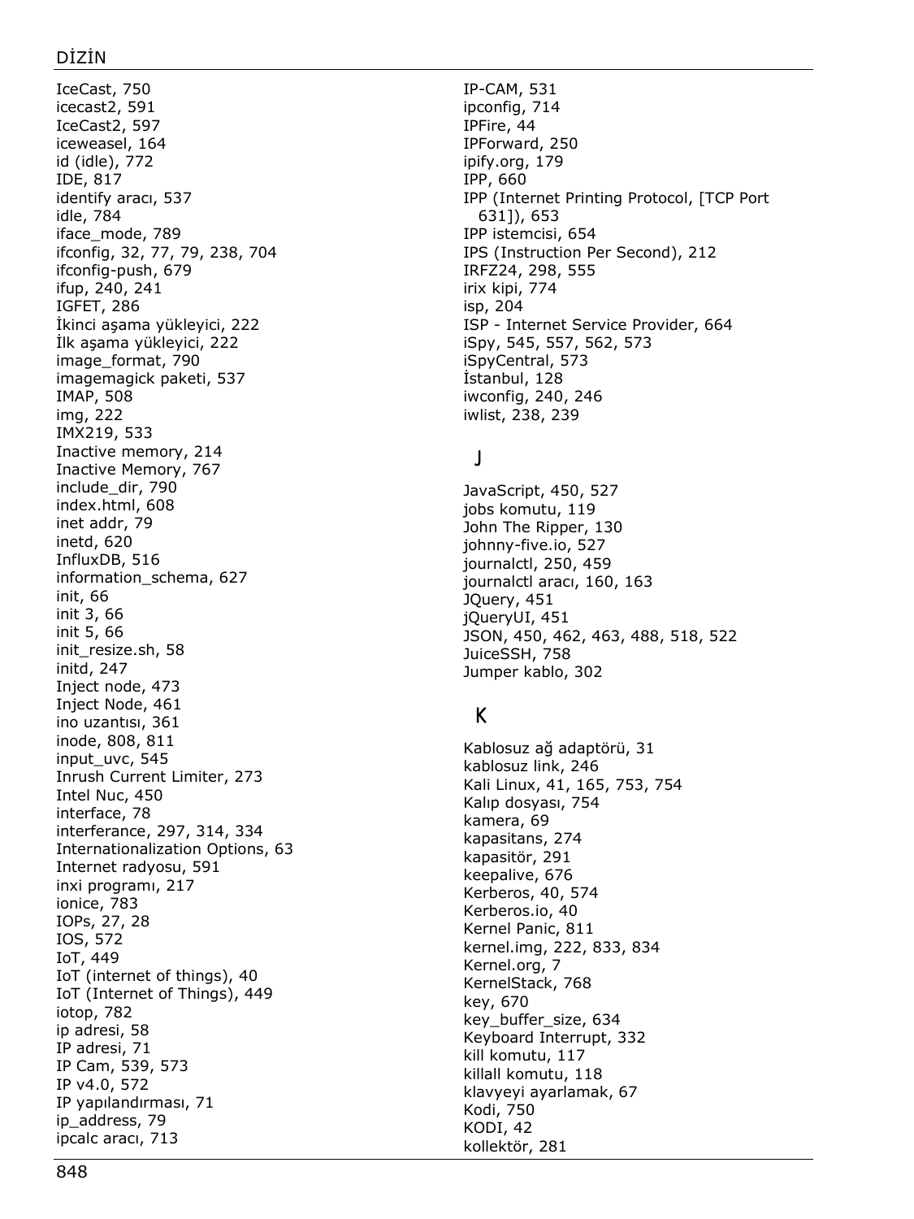IceCast, 750
icecast2, 591
IceCast2, 597
iceweasel, 164
id (idle), 772
IDE, 817
identify aracı, 537
idle, 784
iface_mode, 789
ifconfig, 32, 77, 79, 238, 704
ifconfig-push, 679
ifup, 240, 241
IGFET, 286
İkinci aşama yükleyici, 222
İlk aşama yükleyici, 222
image_format, 790
imagemagick paketi, 537
IMAP, 508
img, 222
IMX219, 533
Inactive memory, 214
Inactive Memory, 767
include_dir, 790
index.html, 608
inet addr, 79
inetd, 620
InfluxDB, 516
information_schema, 627
init, 66
init 3, 66
init 5, 66
init_resize.sh, 58
initd, 247
Inject node, 473
Inject Node, 461
ino uzantısı, 361
inode, 808, 811
input_uvc, 545
Inrush Current Limiter, 273
Intel Nuc, 450
interface, 78
interferance, 297, 314, 334
Internationalization Options, 63
Internet radyosu, 591
inxi programı, 217
ionice, 783
IOPs, 27, 28
IOS, 572
IoT, 449
IoT (internet of things), 40
IoT (Internet of Things), 449
iotop, 782
ip adresi, 58
IP adresi, 71
IP Cam, 539, 573
IP v4.0, 572
IP yapılandırması, 71
ip_address, 79
ipcalc aracı, 713
IP-CAM, 531
ipconfig, 714
IPFire, 44
IPForward, 250
ipify.org, 179
IPP, 660
IPP (Internet Printing Protocol, [TCP Port 631]), 653
IPP istemcisi, 654
IPS (Instruction Per Second), 212
IRFZ24, 298, 555
irix kipi, 774
isp, 204
ISP - Internet Service Provider, 664
iSpy, 545, 557, 562, 573
iSpyCentral, 573
İstanbul, 128
iwconfig, 240, 246
iwlist, 238, 239

## J

JavaScript, 450, 527
jobs komutu, 119
John The Ripper, 130
johnny-five.io, 527
journalctl, 250, 459
journalctl aracı, 160, 163
JQuery, 451
jQueryUI, 451
JSON, 450, 462, 463, 488, 518, 522
JuiceSSH, 758
Jumper kablo, 302

## K

Kablosuz ağ adaptörü, 31
kablosuz link, 246
Kali Linux, 41, 165, 753, 754
Kalıp dosyası, 754
kamera, 69
kapasitans, 274
kapasitör, 291
keepalive, 676
Kerberos, 40, 574
Kerberos.io, 40
Kernel Panic, 811
kernel.img, 222, 833, 834
Kernel.org, 7
KernelStack, 768
key, 670
key_buffer_size, 634
Keyboard Interrupt, 332
kill komutu, 117
killall komutu, 118
klavyeyi ayarlamak, 67
Kodi, 750
KODI, 42
kollektör, 281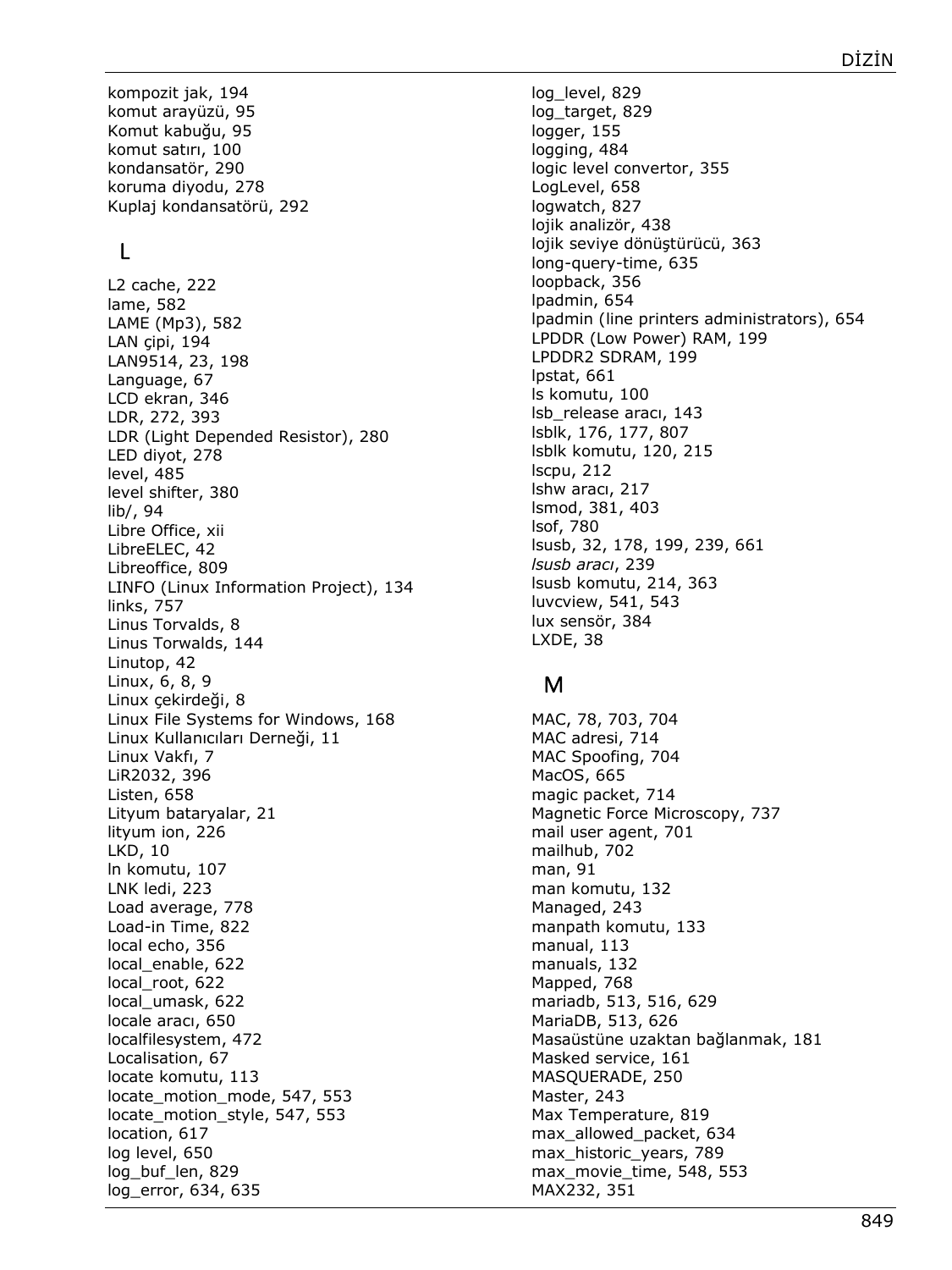kompozit jak, 194
komut arayüzü, 95
Komut kabuğu, 95
komut satırı, 100
kondansatör, 290
koruma diyodu, 278
Kuplaj kondansatörü, 292

## L

L2 cache, 222
lame, 582
LAME (Mp3), 582
LAN çipi, 194
LAN9514, 23, 198
Language, 67
LCD ekran, 346
LDR, 272, 393
LDR (Light Depended Resistor), 280
LED diyot, 278
level, 485
level shifter, 380
lib/, 94
Libre Office, xii
LibreELEC, 42
Libreoffice, 809
LINFO (Linux Information Project), 134
links, 757
Linus Torvalds, 8
Linus Torwalds, 144
Linutop, 42
Linux, 6, 8, 9
Linux çekirdeği, 8
Linux File Systems for Windows, 168
Linux Kullanıcıları Derneği, 11
Linux Vakfı, 7
LiR2032, 396
Listen, 658
Lityum bataryalar, 21
lityum ion, 226
LKD, 10
ln komutu, 107
LNK ledi, 223
Load average, 778
Load-in Time, 822
local echo, 356
local_enable, 622
local_root, 622
local_umask, 622
locale aracı, 650
localfilesystem, 472
Localisation, 67
locate komutu, 113
locate_motion_mode, 547, 553
locate_motion_style, 547, 553
location, 617
log level, 650
log_buf_len, 829
log_error, 634, 635
log_level, 829
log_target, 829
logger, 155
logging, 484
logic level convertor, 355
LogLevel, 658
logwatch, 827
lojik analizör, 438
lojik seviye dönüştürücü, 363
long-query-time, 635
loopback, 356
lpadmin, 654
lpadmin (line printers administrators), 654
LPDDR (Low Power) RAM, 199
LPDDR2 SDRAM, 199
lpstat, 661
ls komutu, 100
lsb_release aracı, 143
lsblk, 176, 177, 807
lsblk komutu, 120, 215
lscpu, 212
lshw aracı, 217
lsmod, 381, 403
lsof, 780
lsusb, 32, 178, 199, 239, 661
*lsusb aracı*, 239
lsusb komutu, 214, 363
luvcview, 541, 543
lux sensör, 384
LXDE, 38

## M

MAC, 78, 703, 704
MAC adresi, 714
MAC Spoofing, 704
MacOS, 665
magic packet, 714
Magnetic Force Microscopy, 737
mail user agent, 701
mailhub, 702
man, 91
man komutu, 132
Managed, 243
manpath komutu, 133
manual, 113
manuals, 132
Mapped, 768
mariadb, 513, 516, 629
MariaDB, 513, 626
Masaüstüne uzaktan bağlanmak, 181
Masked service, 161
MASQUERADE, 250
Master, 243
Max Temperature, 819
max_allowed_packet, 634
max_historic_years, 789
max_movie_time, 548, 553
MAX232, 351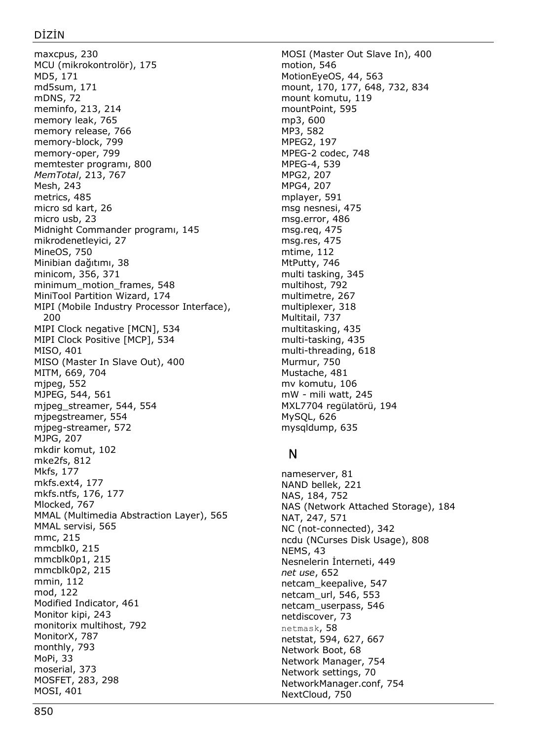maxcpus, 230
MCU (mikrokontrolör), 175
MD5, 171
md5sum, 171
mDNS, 72
meminfo, 213, 214
memory leak, 765
memory release, 766
memory-block, 799
memory-oper, 799
memtester programı, 800
*MemTotal*, 213, 767
Mesh, 243
metrics, 485
micro sd kart, 26
micro usb, 23
Midnight Commander programı, 145
mikrodenetleyici, 27
MineOS, 750
Minibian dağıtımı, 38
minicom, 356, 371
minimum_motion_frames, 548
MiniTool Partition Wizard, 174
MIPI (Mobile Industry Processor Interface), 200
MIPI Clock negative [MCN], 534
MIPI Clock Positive [MCP], 534
MISO, 401
MISO (Master In Slave Out), 400
MITM, 669, 704
mjpeg, 552
MJPEG, 544, 561
mjpeg_streamer, 544, 554
mjpegstreamer, 554
mjpeg-streamer, 572
MJPG, 207
mkdir komut, 102
mke2fs, 812
Mkfs, 177
mkfs.ext4, 177
mkfs.ntfs, 176, 177
Mlocked, 767
MMAL (Multimedia Abstraction Layer), 565
MMAL servisi, 565
mmc, 215
mmcblk0, 215
mmcblk0p1, 215
mmcblk0p2, 215
mmin, 112
mod, 122
Modified Indicator, 461
Monitor kipi, 243
monitorix multihost, 792
MonitorX, 787
monthly, 793
MoPi, 33
moserial, 373
MOSFET, 283, 298
MOSI, 401
MOSI (Master Out Slave In), 400
motion, 546
MotionEyeOS, 44, 563
mount, 170, 177, 648, 732, 834
mount komutu, 119
mountPoint, 595
mp3, 600
MP3, 582
MPEG2, 197
MPEG-2 codec, 748
MPEG-4, 539
MPG2, 207
MPG4, 207
mplayer, 591
msg nesnesi, 475
msg.error, 486
msg.req, 475
msg.res, 475
mtime, 112
MtPutty, 746
multi tasking, 345
multihost, 792
multimetre, 267
multiplexer, 318
Multitail, 737
multitasking, 435
multi-tasking, 435
multi-threading, 618
Murmur, 750
Mustache, 481
mv komutu, 106
mW - mili watt, 245
MXL7704 regülatörü, 194
MySQL, 626
mysqldump, 635

## N

nameserver, 81
NAND bellek, 221
NAS, 184, 752
NAS (Network Attached Storage), 184
NAT, 247, 571
NC (not-connected), 342
ncdu (NCurses Disk Usage), 808
NEMS, 43
Nesnelerin İnterneti, 449
*net use*, 652
netcam_keepalive, 547
netcam_url, 546, 553
netcam_userpass, 546
netdiscover, 73
netmask, 58
netstat, 594, 627, 667
Network Boot, 68
Network Manager, 754
Network settings, 70
NetworkManager.conf, 754
NextCloud, 750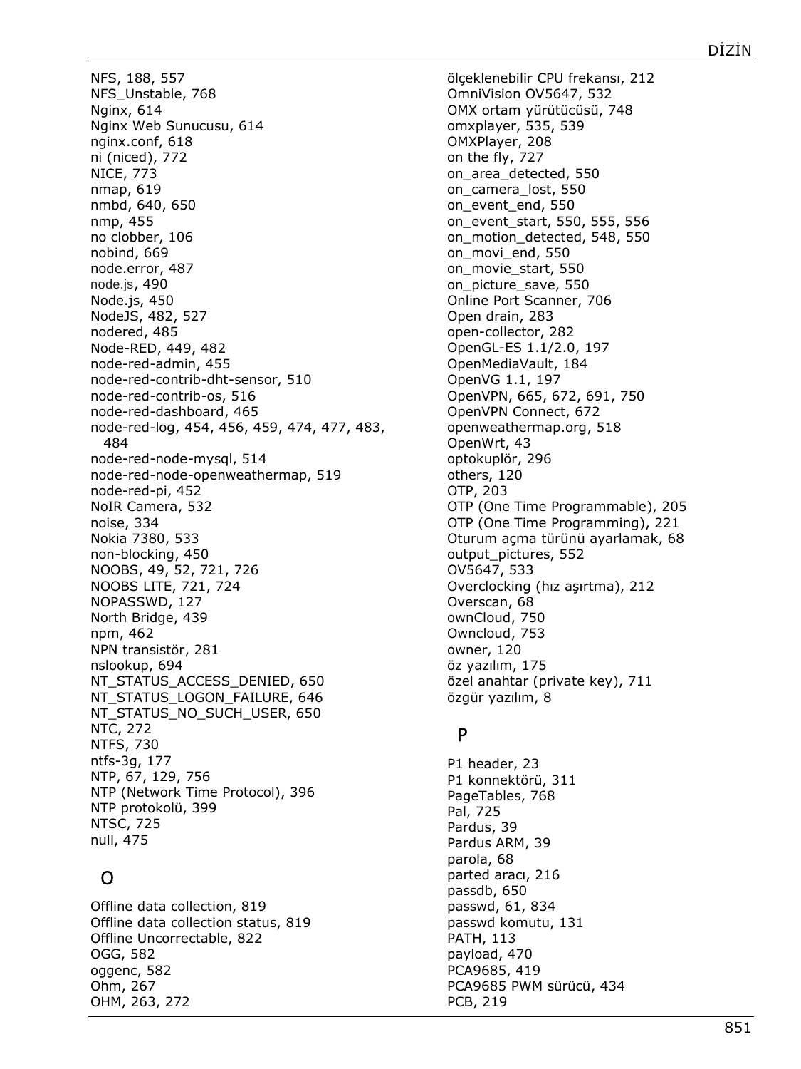NFS, 188, 557
NFS_Unstable, 768
Nginx, 614
Nginx Web Sunucusu, 614
nginx.conf, 618
ni (niced), 772
NICE, 773
nmap, 619
nmbd, 640, 650
nmp, 455
no clobber, 106
nobind, 669
node.error, 487
node.js, 490
Node.js, 450
NodeJS, 482, 527
nodered, 485
Node-RED, 449, 482
node-red-admin, 455
node-red-contrib-dht-sensor, 510
node-red-contrib-os, 516
node-red-dashboard, 465
node-red-log, 454, 456, 459, 474, 477, 483, 484
node-red-node-mysql, 514
node-red-node-openweathermap, 519
node-red-pi, 452
NoIR Camera, 532
noise, 334
Nokia 7380, 533
non-blocking, 450
NOOBS, 49, 52, 721, 726
NOOBS LITE, 721, 724
NOPASSWD, 127
North Bridge, 439
npm, 462
NPN transistör, 281
nslookup, 694
NT_STATUS_ACCESS_DENIED, 650
NT_STATUS_LOGON_FAILURE, 646
NT_STATUS_NO_SUCH_USER, 650
NTC, 272
NTFS, 730
ntfs-3g, 177
NTP, 67, 129, 756
NTP (Network Time Protocol), 396
NTP protokolü, 399
NTSC, 725
null, 475

## O

Offline data collection, 819
Offline data collection status, 819
Offline Uncorrectable, 822
OGG, 582
oggenc, 582
Ohm, 267
OHM, 263, 272
ölçeklenebilir CPU frekansı, 212
OmniVision OV5647, 532
OMX ortam yürütücüsü, 748
omxplayer, 535, 539
OMXPlayer, 208
on the fly, 727
on_area_detected, 550
on_camera_lost, 550
on_event_end, 550
on_event_start, 550, 555, 556
on_motion_detected, 548, 550
on_movi_end, 550
on_movie_start, 550
on_picture_save, 550
Online Port Scanner, 706
Open drain, 283
open-collector, 282
OpenGL-ES 1.1/2.0, 197
OpenMediaVault, 184
OpenVG 1.1, 197
OpenVPN, 665, 672, 691, 750
OpenVPN Connect, 672
openweathermap.org, 518
OpenWrt, 43
optokuplör, 296
others, 120
OTP, 203
OTP (One Time Programmable), 205
OTP (One Time Programming), 221
Oturum açma türünü ayarlamak, 68
output_pictures, 552
OV5647, 533
Overclocking (hız aşırtma), 212
Overscan, 68
ownCloud, 750
Owncloud, 753
owner, 120
öz yazılım, 175
özel anahtar (private key), 711
özgür yazılım, 8

## P

P1 header, 23
P1 konnektörü, 311
PageTables, 768
Pal, 725
Pardus, 39
Pardus ARM, 39
parola, 68
parted aracı, 216
passdb, 650
passwd, 61, 834
passwd komutu, 131
PATH, 113
payload, 470
PCA9685, 419
PCA9685 PWM sürücü, 434
PCB, 219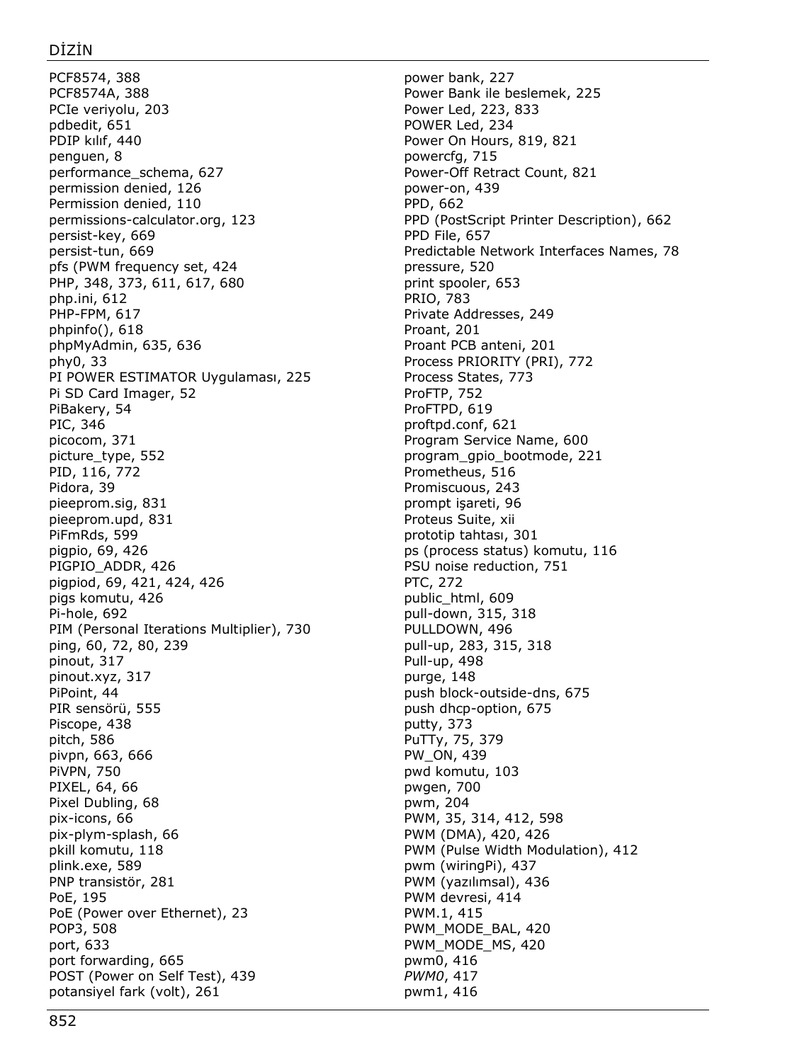PCF8574, 388
PCF8574A, 388
PCIe veriyolu, 203
pdbedit, 651
PDIP kılıf, 440
penguen, 8
performance_schema, 627
permission denied, 126
Permission denied, 110
permissions-calculator.org, 123
persist-key, 669
persist-tun, 669
pfs (PWM frequency set, 424
PHP, 348, 373, 611, 617, 680
php.ini, 612
PHP-FPM, 617
phpinfo(), 618
phpMyAdmin, 635, 636
phy0, 33
PI POWER ESTIMATOR Uygulaması, 225
Pi SD Card Imager, 52
PiBakery, 54
PIC, 346
picocom, 371
picture_type, 552
PID, 116, 772
Pidora, 39
pieeprom.sig, 831
pieeprom.upd, 831
PiFmRds, 599
pigpio, 69, 426
PIGPIO_ADDR, 426
pigpiod, 69, 421, 424, 426
pigs komutu, 426
Pi-hole, 692
PIM (Personal Iterations Multiplier), 730
ping, 60, 72, 80, 239
pinout, 317
pinout.xyz, 317
PiPoint, 44
PIR sensörü, 555
Piscope, 438
pitch, 586
pivpn, 663, 666
PiVPN, 750
PIXEL, 64, 66
Pixel Dubling, 68
pix-icons, 66
pix-plym-splash, 66
pkill komutu, 118
plink.exe, 589
PNP transistör, 281
PoE, 195
PoE (Power over Ethernet), 23
POP3, 508
port, 633
port forwarding, 665
POST (Power on Self Test), 439
potansiyel fark (volt), 261
power bank, 227
Power Bank ile beslemek, 225
Power Led, 223, 833
POWER Led, 234
Power On Hours, 819, 821
powercfg, 715
Power-Off Retract Count, 821
power-on, 439
PPD, 662
PPD (PostScript Printer Description), 662
PPD File, 657
Predictable Network Interfaces Names, 78
pressure, 520
print spooler, 653
PRIO, 783
Private Addresses, 249
Proant, 201
Proant PCB anteni, 201
Process PRIORITY (PRI), 772
Process States, 773
ProFTP, 752
ProFTPD, 619
proftpd.conf, 621
Program Service Name, 600
program_gpio_bootmode, 221
Prometheus, 516
Promiscuous, 243
prompt işareti, 96
Proteus Suite, xii
prototip tahtası, 301
ps (process status) komutu, 116
PSU noise reduction, 751
PTC, 272
public_html, 609
pull-down, 315, 318
PULLDOWN, 496
pull-up, 283, 315, 318
Pull-up, 498
purge, 148
push block-outside-dns, 675
push dhcp-option, 675
putty, 373
PuTTy, 75, 379
PW_ON, 439
pwd komutu, 103
pwgen, 700
pwm, 204
PWM, 35, 314, 412, 598
PWM (DMA), 420, 426
PWM (Pulse Width Modulation), 412
pwm (wiringPi), 437
PWM (yazılımsal), 436
PWM devresi, 414
PWM.1, 415
PWM_MODE_BAL, 420
PWM_MODE_MS, 420
pwm0, 416
*PWM0*, 417
pwm1, 416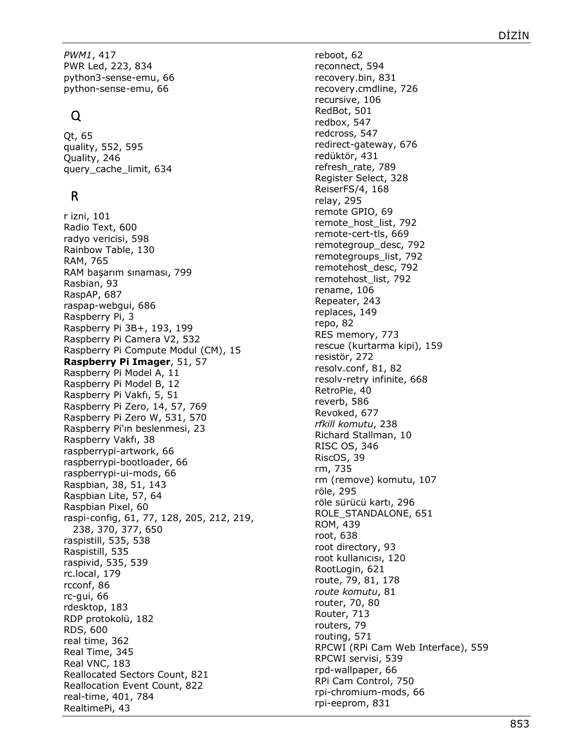*PWM1*, 417
PWR Led, 223, 834
python3-sense-emu, 66
python-sense-emu, 66

## Q

Qt, 65
quality, 552, 595
Quality, 246
query_cache_limit, 634

## R

r izni, 101
Radio Text, 600
radyo vericisi, 598
Rainbow Table, 130
RAM, 765
RAM başarım sınaması, 799
Rasbian, 93
RaspAP, 687
raspap-webgui, 686
Raspberry Pi, 3
Raspberry Pi 3B+, 193, 199
Raspberry Pi Camera V2, 532
Raspberry Pi Compute Modul (CM), 15
**Raspberry Pi Imager**, 51, 57
Raspberry Pi Model A, 11
Raspberry Pi Model B, 12
Raspberry Pi Vakfı, 5, 51
Raspberry Pi Zero, 14, 57, 769
Raspberry Pi Zero W, 531, 570
Raspberry Pi'ın beslenmesi, 23
Raspberry Vakfı, 38
raspberrypi-artwork, 66
raspberrypi-bootloader, 66
raspberrypi-ui-mods, 66
Raspbian, 38, 51, 143
Raspbian Lite, 57, 64
Raspbian Pixel, 60
raspi-config, 61, 77, 128, 205, 212, 219, 238, 370, 377, 650
raspistill, 535, 538
Raspistill, 535
raspivid, 535, 539
rc.local, 179
rcconf, 86
rc-gui, 66
rdesktop, 183
RDP protokolü, 182
RDS, 600
real time, 362
Real Time, 345
Real VNC, 183
Reallocated Sectors Count, 821
Reallocation Event Count, 822
real-time, 401, 784
RealtimePi, 43
reboot, 62
reconnect, 594
recovery.bin, 831
recovery.cmdline, 726
recursive, 106
RedBot, 501
redbox, 547
redcross, 547
redirect-gateway, 676
redüktör, 431
refresh_rate, 789
Register Select, 328
ReiserFS/4, 168
relay, 295
remote GPIO, 69
remote_host_list, 792
remote-cert-tls, 669
remotegroup_desc, 792
remotegroups_list, 792
remotehost_desc, 792
remotehost_list, 792
rename, 106
Repeater, 243
replaces, 149
repo, 82
RES memory, 773
rescue (kurtarma kipi), 159
resistör, 272
resolv.conf, 81, 82
resolv-retry infinite, 668
RetroPie, 40
reverb, 586
Revoked, 677
*rfkill komutu*, 238
Richard Stallman, 10
RISC OS, 346
RiscOS, 39
rm, 735
rm (remove) komutu, 107
röle, 295
röle sürücü kartı, 296
ROLE_STANDALONE, 651
ROM, 439
root, 638
root directory, 93
root kullanıcısı, 120
RootLogin, 621
route, 79, 81, 178
*route komutu*, 81
router, 70, 80
Router, 713
routers, 79
routing, 571
RPCWI (RPi Cam Web Interface), 559
RPCWI servisi, 539
rpd-wallpaper, 66
RPi Cam Control, 750
rpi-chromium-mods, 66
rpi-eeprom, 831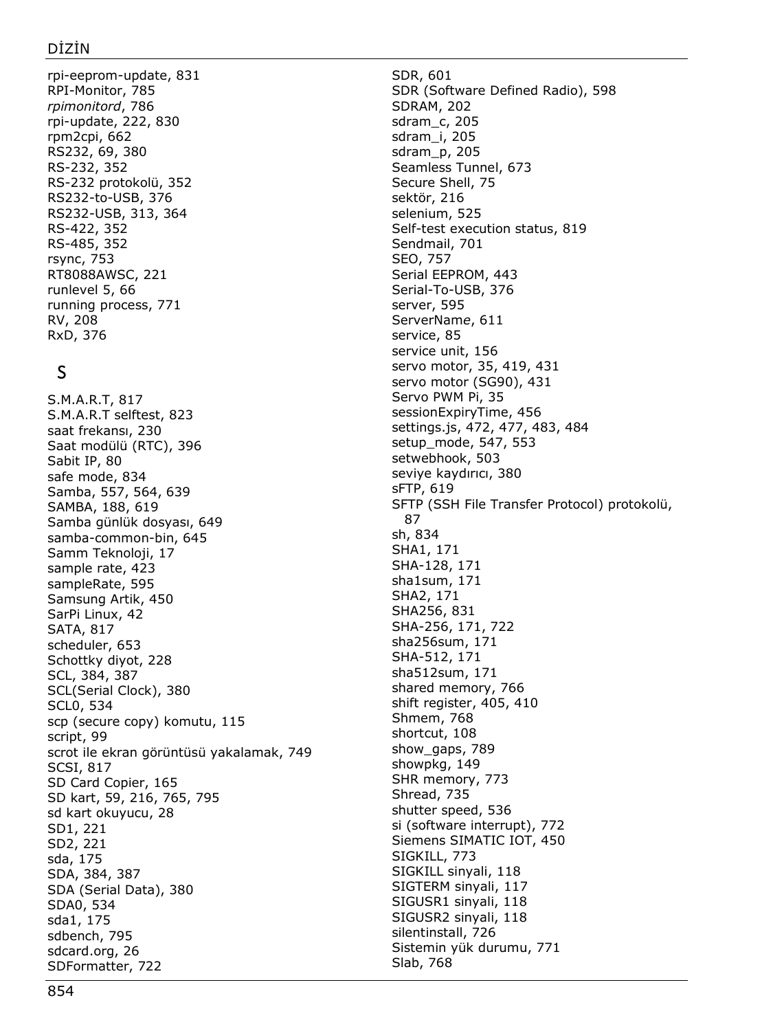rpi-eeprom-update, 831
RPI-Monitor, 785
*rpimonitord*, 786
rpi-update, 222, 830
rpm2cpi, 662
RS232, 69, 380
RS-232, 352
RS-232 protokolü, 352
RS232-to-USB, 376
RS232-USB, 313, 364
RS-422, 352
RS-485, 352
rsync, 753
RT8088AWSC, 221
runlevel 5, 66
running process, 771
RV, 208
RxD, 376

## S

S.M.A.R.T, 817
S.M.A.R.T selftest, 823
saat frekansı, 230
Saat modülü (RTC), 396
Sabit IP, 80
safe mode, 834
Samba, 557, 564, 639
SAMBA, 188, 619
Samba günlük dosyası, 649
samba-common-bin, 645
Samm Teknoloji, 17
sample rate, 423
sampleRate, 595
Samsung Artik, 450
SarPi Linux, 42
SATA, 817
scheduler, 653
Schottky diyot, 228
SCL, 384, 387
SCL(Serial Clock), 380
SCL0, 534
scp (secure copy) komutu, 115
script, 99
scrot ile ekran görüntüsü yakalamak, 749
SCSI, 817
SD Card Copier, 165
SD kart, 59, 216, 765, 795
sd kart okuyucu, 28
SD1, 221
SD2, 221
sda, 175
SDA, 384, 387
SDA (Serial Data), 380
SDA0, 534
sda1, 175
sdbench, 795
sdcard.org, 26
SDFormatter, 722
SDR, 601
SDR (Software Defined Radio), 598
SDRAM, 202
sdram_c, 205
sdram_i, 205
sdram_p, 205
Seamless Tunnel, 673
Secure Shell, 75
sektör, 216
selenium, 525
Self-test execution status, 819
Sendmail, 701
SEO, 757
Serial EEPROM, 443
Serial-To-USB, 376
server, 595
ServerName, 611
service, 85
service unit, 156
servo motor, 35, 419, 431
servo motor (SG90), 431
Servo PWM Pi, 35
sessionExpiryTime, 456
settings.js, 472, 477, 483, 484
setup_mode, 547, 553
setwebhook, 503
seviye kaydırıcı, 380
sFTP, 619
SFTP (SSH File Transfer Protocol) protokolü, 87
sh, 834
SHA1, 171
SHA-128, 171
sha1sum, 171
SHA2, 171
SHA256, 831
SHA-256, 171, 722
sha256sum, 171
SHA-512, 171
sha512sum, 171
shared memory, 766
shift register, 405, 410
Shmem, 768
shortcut, 108
show_gaps, 789
showpkg, 149
SHR memory, 773
Shread, 735
shutter speed, 536
si (software interrupt), 772
Siemens SIMATIC IOT, 450
SIGKILL, 773
SIGKILL sinyali, 118
SIGTERM sinyali, 117
SIGUSR1 sinyali, 118
SIGUSR2 sinyali, 118
silentinstall, 726
Sistemin yük durumu, 771
Slab, 768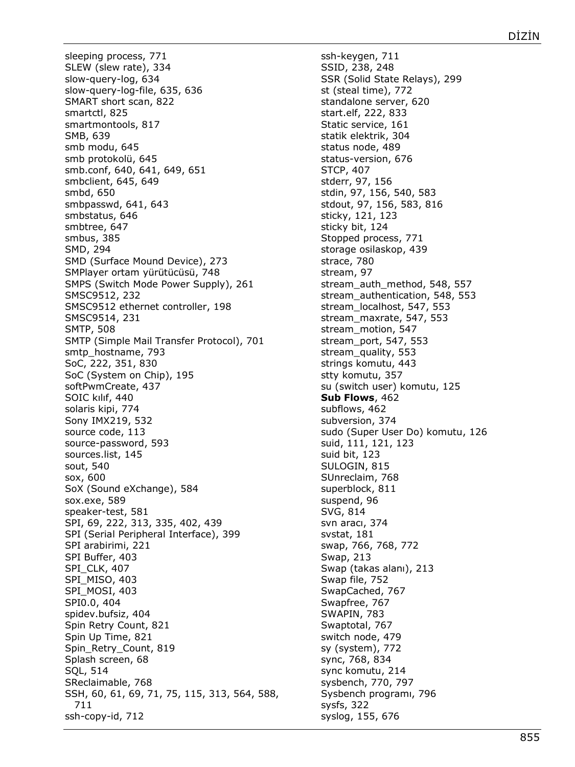sleeping process, 771
SLEW (slew rate), 334
slow-query-log, 634
slow-query-log-file, 635, 636
SMART short scan, 822
smartctl, 825
smartmontools, 817
SMB, 639
smb modu, 645
smb protokolü, 645
smb.conf, 640, 641, 649, 651
smbclient, 645, 649
smbd, 650
smbpasswd, 641, 643
smbstatus, 646
smbtree, 647
smbus, 385
SMD, 294
SMD (Surface Mound Device), 273
SMPlayer ortam yürütücüsü, 748
SMPS (Switch Mode Power Supply), 261
SMSC9512, 232
SMSC9512 ethernet controller, 198
SMSC9514, 231
SMTP, 508
SMTP (Simple Mail Transfer Protocol), 701
smtp_hostname, 793
SoC, 222, 351, 830
SoC (System on Chip), 195
softPwmCreate, 437
SOIC kılıf, 440
solaris kipi, 774
Sony IMX219, 532
source code, 113
source-password, 593
sources.list, 145
sout, 540
sox, 600
SoX (Sound eXchange), 584
sox.exe, 589
speaker-test, 581
SPI, 69, 222, 313, 335, 402, 439
SPI (Serial Peripheral Interface), 399
SPI arabirimi, 221
SPI Buffer, 403
SPI_CLK, 407
SPI_MISO, 403
SPI_MOSI, 403
SPI0.0, 404
spidev.bufsiz, 404
Spin Retry Count, 821
Spin Up Time, 821
Spin_Retry_Count, 819
Splash screen, 68
SQL, 514
SReclaimable, 768
SSH, 60, 61, 69, 71, 75, 115, 313, 564, 588, 711
ssh-copy-id, 712
ssh-keygen, 711
SSID, 238, 248
SSR (Solid State Relays), 299
st (steal time), 772
standalone server, 620
start.elf, 222, 833
Static service, 161
statik elektrik, 304
status node, 489
status-version, 676
STCP, 407
stderr, 97, 156
stdin, 97, 156, 540, 583
stdout, 97, 156, 583, 816
sticky, 121, 123
sticky bit, 124
Stopped process, 771
storage osilaskop, 439
strace, 780
stream, 97
stream_auth_method, 548, 557
stream_authentication, 548, 553
stream_localhost, 547, 553
stream_maxrate, 547, 553
stream_motion, 547
stream_port, 547, 553
stream_quality, 553
strings komutu, 443
stty komutu, 357
su (switch user) komutu, 125
**Sub Flows**, 462
subflows, 462
subversion, 374
sudo (Super User Do) komutu, 126
suid, 111, 121, 123
suid bit, 123
SULOGIN, 815
SUnreclaim, 768
superblock, 811
suspend, 96
SVG, 814
svn aracı, 374
svstat, 181
swap, 766, 768, 772
Swap, 213
Swap (takas alanı), 213
Swap file, 752
SwapCached, 767
Swapfree, 767
SWAPIN, 783
Swaptotal, 767
switch node, 479
sy (system), 772
sync, 768, 834
sync komutu, 214
sysbench, 770, 797
Sysbench programı, 796
sysfs, 322
syslog, 155, 676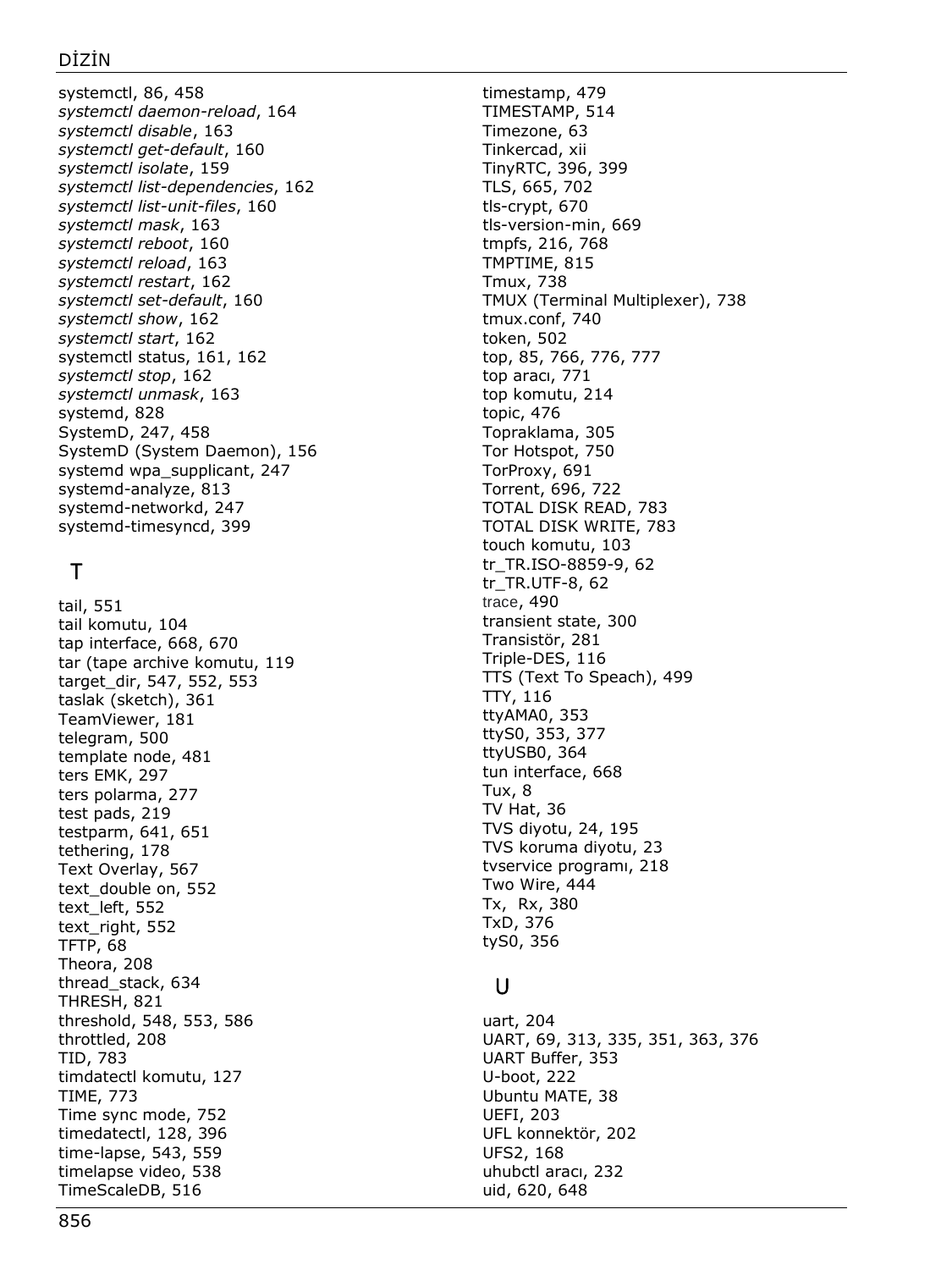systemctl, 86, 458
*systemctl daemon-reload*, 164
*systemctl disable*, 163
*systemctl get-default*, 160
*systemctl isolate*, 159
*systemctl list-dependencies*, 162
*systemctl list-unit-files*, 160
*systemctl mask*, 163
*systemctl reboot*, 160
*systemctl reload*, 163
*systemctl restart*, 162
*systemctl set-default*, 160
*systemctl show*, 162
*systemctl start*, 162
systemctl status, 161, 162
*systemctl stop*, 162
*systemctl unmask*, 163
systemd, 828
SystemD, 247, 458
SystemD (System Daemon), 156
systemd wpa_supplicant, 247
systemd-analyze, 813
systemd-networkd, 247
systemd-timesyncd, 399

## T

tail, 551
tail komutu, 104
tap interface, 668, 670
tar (tape archive komutu, 119
target_dir, 547, 552, 553
taslak (sketch), 361
TeamViewer, 181
telegram, 500
template node, 481
ters EMK, 297
ters polarma, 277
test pads, 219
testparm, 641, 651
tethering, 178
Text Overlay, 567
text_double on, 552
text_left, 552
text_right, 552
TFTP, 68
Theora, 208
thread_stack, 634
THRESH, 821
threshold, 548, 553, 586
throttled, 208
TID, 783
timdatectl komutu, 127
TIME, 773
Time sync mode, 752
timedatectl, 128, 396
time-lapse, 543, 559
timelapse video, 538
TimeScaleDB, 516
timestamp, 479
TIMESTAMP, 514
Timezone, 63
Tinkercad, xii
TinyRTC, 396, 399
TLS, 665, 702
tls-crypt, 670
tls-version-min, 669
tmpfs, 216, 768
TMPTIME, 815
Tmux, 738
TMUX (Terminal Multiplexer), 738
tmux.conf, 740
token, 502
top, 85, 766, 776, 777
top aracı, 771
top komutu, 214
topic, 476
Topraklama, 305
Tor Hotspot, 750
TorProxy, 691
Torrent, 696, 722
TOTAL DISK READ, 783
TOTAL DISK WRITE, 783
touch komutu, 103
tr_TR.ISO-8859-9, 62
tr_TR.UTF-8, 62
trace, 490
transient state, 300
Transistör, 281
Triple-DES, 116
TTS (Text To Speach), 499
TTY, 116
ttyAMA0, 353
ttyS0, 353, 377
ttyUSB0, 364
tun interface, 668
Tux, 8
TV Hat, 36
TVS diyotu, 24, 195
TVS koruma diyotu, 23
tvservice programı, 218
Two Wire, 444
Tx, Rx, 380
TxD, 376
tyS0, 356

## U

uart, 204
UART, 69, 313, 335, 351, 363, 376
UART Buffer, 353
U-boot, 222
Ubuntu MATE, 38
UEFI, 203
UFL konnektör, 202
UFS2, 168
uhubctl aracı, 232
uid, 620, 648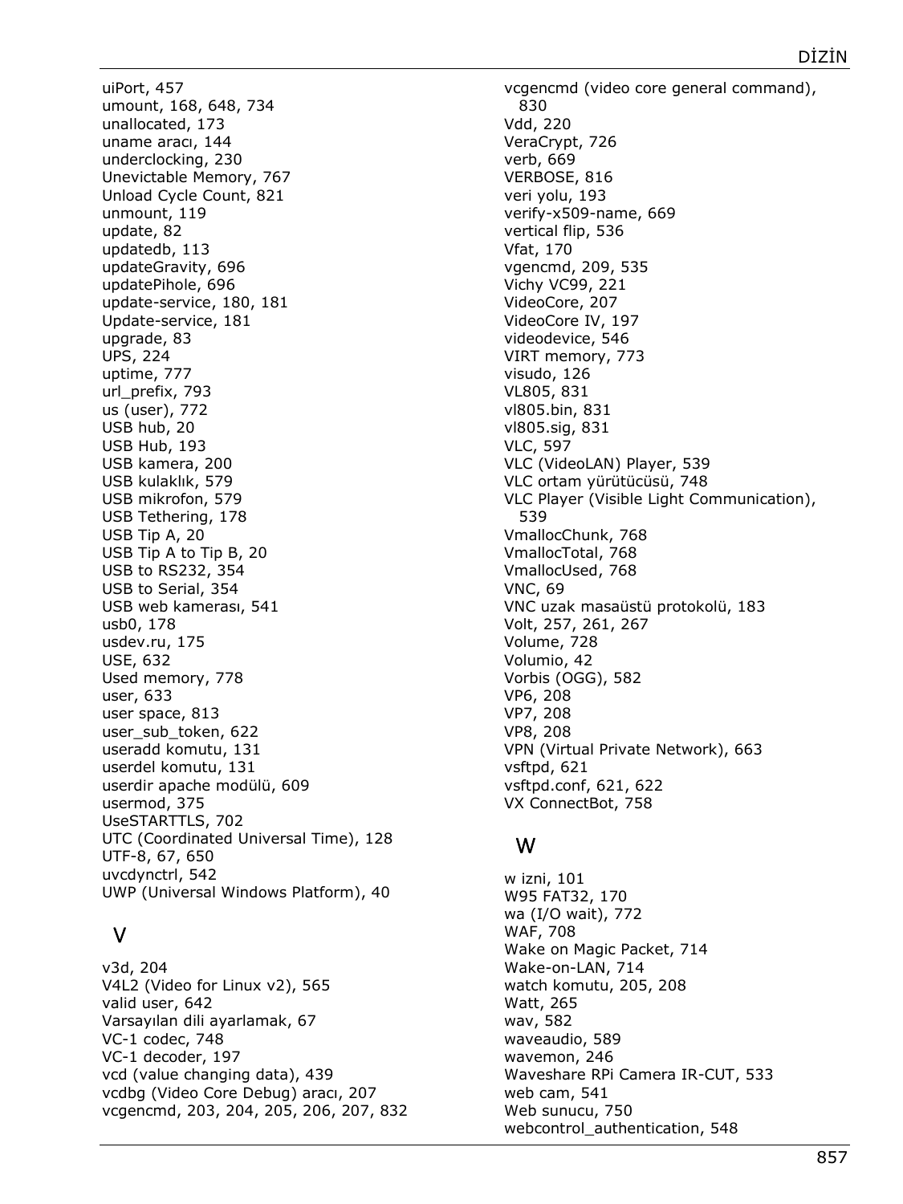uiPort, 457
umount, 168, 648, 734
unallocated, 173
uname aracı, 144
underclocking, 230
Unevictable Memory, 767
Unload Cycle Count, 821
unmount, 119
update, 82
updatedb, 113
updateGravity, 696
updatePihole, 696
update-service, 180, 181
Update-service, 181
upgrade, 83
UPS, 224
uptime, 777
url_prefix, 793
us (user), 772
USB hub, 20
USB Hub, 193
USB kamera, 200
USB kulaklık, 579
USB mikrofon, 579
USB Tethering, 178
USB Tip A, 20
USB Tip A to Tip B, 20
USB to RS232, 354
USB to Serial, 354
USB web kamerası, 541
usb0, 178
usdev.ru, 175
USE, 632
Used memory, 778
user, 633
user space, 813
user_sub_token, 622
useradd komutu, 131
userdel komutu, 131
userdir apache modülü, 609
usermod, 375
UseSTARTTLS, 702
UTC (Coordinated Universal Time), 128
UTF-8, 67, 650
uvcdynctrl, 542
UWP (Universal Windows Platform), 40

## V

v3d, 204
V4L2 (Video for Linux v2), 565
valid user, 642
Varsayılan dili ayarlamak, 67
VC-1 codec, 748
VC-1 decoder, 197
vcd (value changing data), 439
vcdbg (Video Core Debug) aracı, 207
vcgencmd, 203, 204, 205, 206, 207, 832
vcgencmd (video core general command), 830
Vdd, 220
VeraCrypt, 726
verb, 669
VERBOSE, 816
veri yolu, 193
verify-x509-name, 669
vertical flip, 536
Vfat, 170
vgencmd, 209, 535
Vichy VC99, 221
VideoCore, 207
VideoCore IV, 197
videodevice, 546
VIRT memory, 773
visudo, 126
VL805, 831
vl805.bin, 831
vl805.sig, 831
VLC, 597
VLC (VideoLAN) Player, 539
VLC ortam yürütücüsü, 748
VLC Player (Visible Light Communication), 539
VmallocChunk, 768
VmallocTotal, 768
VmallocUsed, 768
VNC, 69
VNC uzak masaüstü protokolü, 183
Volt, 257, 261, 267
Volume, 728
Volumio, 42
Vorbis (OGG), 582
VP6, 208
VP7, 208
VP8, 208
VPN (Virtual Private Network), 663
vsftpd, 621
vsftpd.conf, 621, 622
VX ConnectBot, 758

## W

w izni, 101
W95 FAT32, 170
wa (I/O wait), 772
WAF, 708
Wake on Magic Packet, 714
Wake-on-LAN, 714
watch komutu, 205, 208
Watt, 265
wav, 582
waveaudio, 589
wavemon, 246
Waveshare RPi Camera IR-CUT, 533
web cam, 541
Web sunucu, 750
webcontrol_authentication, 548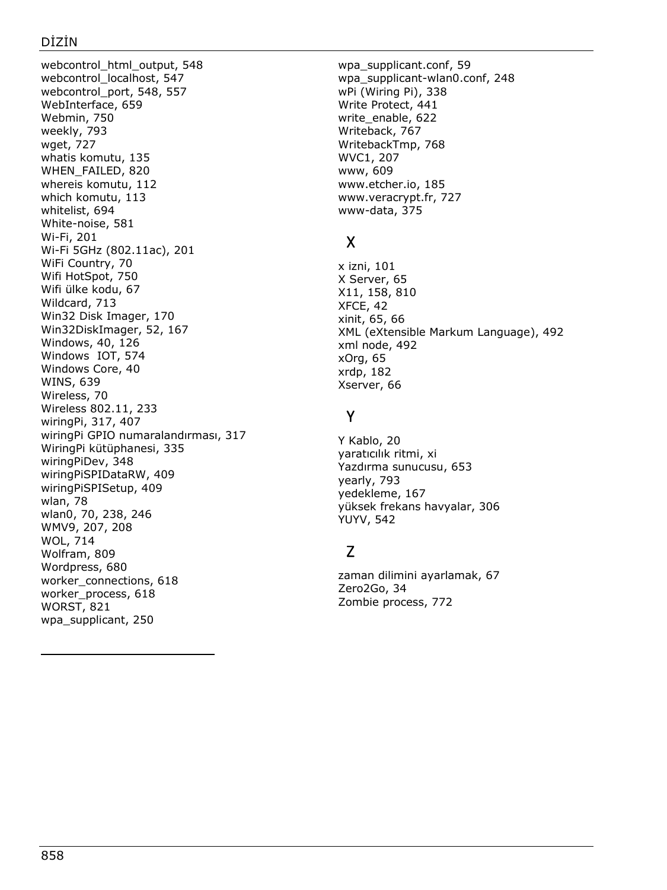webcontrol_html_output, 548
webcontrol_localhost, 547
webcontrol_port, 548, 557
WebInterface, 659
Webmin, 750
weekly, 793
wget, 727
whatis komutu, 135
WHEN_FAILED, 820
whereis komutu, 112
which komutu, 113
whitelist, 694
White-noise, 581
Wi-Fi, 201
Wi-Fi 5GHz (802.11ac), 201
WiFi Country, 70
Wifi HotSpot, 750
Wifi ülke kodu, 67
Wildcard, 713
Win32 Disk Imager, 170
Win32DiskImager, 52, 167
Windows, 40, 126
Windows IOT, 574
Windows Core, 40
WINS, 639
Wireless, 70
Wireless 802.11, 233
wiringPi, 317, 407
wiringPi GPIO numaralandırması, 317
WiringPi kütüphanesi, 335
wiringPiDev, 348
wiringPiSPIDataRW, 409
wiringPiSPISetup, 409
wlan, 78
wlan0, 70, 238, 246
WMV9, 207, 208
WOL, 714
Wolfram, 809
Wordpress, 680
worker_connections, 618
worker_process, 618
WORST, 821
wpa_supplicant, 250
wpa_supplicant.conf, 59
wpa_supplicant-wlan0.conf, 248
wPi (Wiring Pi), 338
Write Protect, 441
write_enable, 622
Writeback, 767
WritebackTmp, 768
WVC1, 207
www, 609
www.etcher.io, 185
www.veracrypt.fr, 727
www-data, 375

## X

x izni, 101
X Server, 65
X11, 158, 810
XFCE, 42
xinit, 65, 66
XML (eXtensible Markum Language), 492
xml node, 492
xOrg, 65
xrdp, 182
Xserver, 66

## Y

Y Kablo, 20
yaratıcılık ritmi, xi
Yazdırma sunucusu, 653
yearly, 793
yedekleme, 167
yüksek frekans havyalar, 306
YUYV, 542

## Z

zaman dilimini ayarlamak, 67
Zero2Go, 34
Zombie process, 772